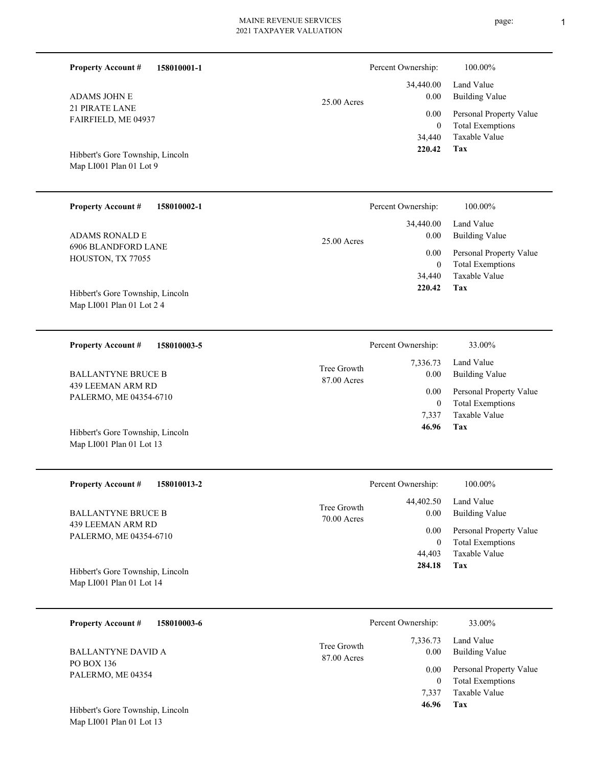MAINE REVENUE SERVICES
2021 TAXPAYER VALUATION

---

**Property Account #** **158010001-1**

Percent Ownership: 100.00%

ADAMS JOHN E
21 PIRATE LANE
FAIRFIELD, ME 04937

25.00 Acres

| | |
|---:|---|
| 34,440.00 | Land Value |
| 0.00 | Building Value |
| 0.00 | Personal Property Value |
| 0 | Total Exemptions |
| 34,440 | Taxable Value |
| **220.42** | **Tax** |

Hibbert's Gore Township, Lincoln
Map LI001 Plan 01 Lot 9

---

**Property Account #** **158010002-1**

Percent Ownership: 100.00%

ADAMS RONALD E
6906 BLANDFORD LANE
HOUSTON, TX 77055

25.00 Acres

| | |
|---:|---|
| 34,440.00 | Land Value |
| 0.00 | Building Value |
| 0.00 | Personal Property Value |
| 0 | Total Exemptions |
| 34,440 | Taxable Value |
| **220.42** | **Tax** |

Hibbert's Gore Township, Lincoln
Map LI001 Plan 01 Lot 2 4

---

**Property Account #** **158010003-5**

Percent Ownership: 33.00%

BALLANTYNE BRUCE B
439 LEEMAN ARM RD
PALERMO, ME 04354-6710

Tree Growth
87.00 Acres

| | |
|---:|---|
| 7,336.73 | Land Value |
| 0.00 | Building Value |
| 0.00 | Personal Property Value |
| 0 | Total Exemptions |
| 7,337 | Taxable Value |
| **46.96** | **Tax** |

Hibbert's Gore Township, Lincoln
Map LI001 Plan 01 Lot 13

---

**Property Account #** **158010013-2**

Percent Ownership: 100.00%

BALLANTYNE BRUCE B
439 LEEMAN ARM RD
PALERMO, ME 04354-6710

Tree Growth
70.00 Acres

| | |
|---:|---|
| 44,402.50 | Land Value |
| 0.00 | Building Value |
| 0.00 | Personal Property Value |
| 0 | Total Exemptions |
| 44,403 | Taxable Value |
| **284.18** | **Tax** |

Hibbert's Gore Township, Lincoln
Map LI001 Plan 01 Lot 14

---

**Property Account #** **158010003-6**

Percent Ownership: 33.00%

BALLANTYNE DAVID A
PO BOX 136
PALERMO, ME 04354

Tree Growth
87.00 Acres

| | |
|---:|---|
| 7,336.73 | Land Value |
| 0.00 | Building Value |
| 0.00 | Personal Property Value |
| 0 | Total Exemptions |
| 7,337 | Taxable Value |
| **46.96** | **Tax** |

Hibbert's Gore Township, Lincoln
Map LI001 Plan 01 Lot 13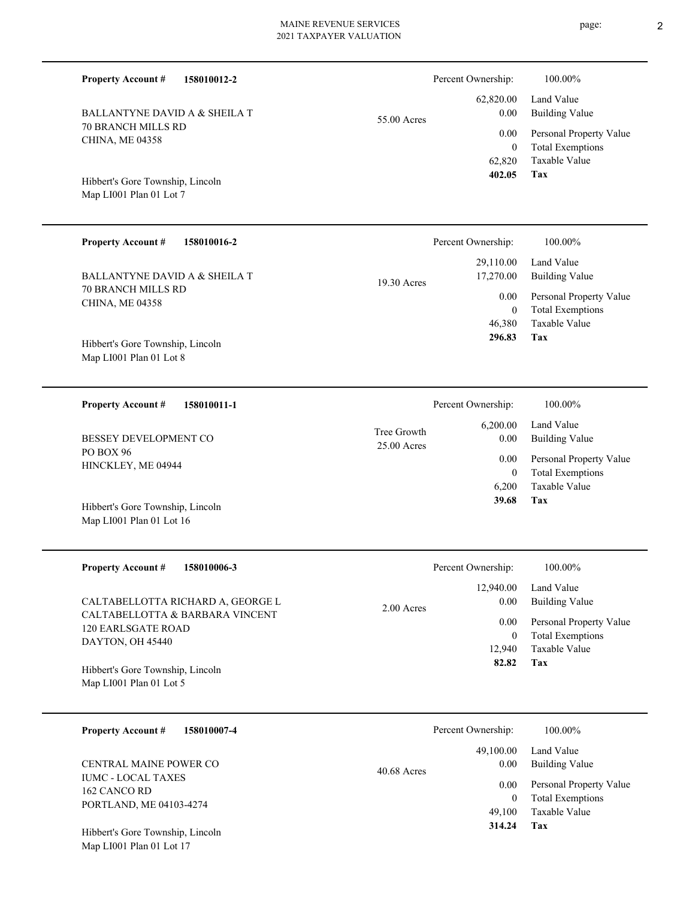**Property Account #** **158010012-2**

BALLANTYNE DAVID A & SHEILA T
70 BRANCH MILLS RD
CHINA, ME 04358

Hibbert's Gore Township, Lincoln
Map LI001 Plan 01 Lot 7

55.00 Acres

| Percent Ownership: | 100.00% |
|---|---|
| 62,820.00 | Land Value |
| 0.00 | Building Value |
| 0.00 | Personal Property Value |
| 0 | Total Exemptions |
| 62,820 | Taxable Value |
| **402.05** | **Tax** |

---

**Property Account #** **158010016-2**

BALLANTYNE DAVID A & SHEILA T
70 BRANCH MILLS RD
CHINA, ME 04358

Hibbert's Gore Township, Lincoln
Map LI001 Plan 01 Lot 8

19.30 Acres

| Percent Ownership: | 100.00% |
|---|---|
| 29,110.00 | Land Value |
| 17,270.00 | Building Value |
| 0.00 | Personal Property Value |
| 0 | Total Exemptions |
| 46,380 | Taxable Value |
| **296.83** | **Tax** |

---

**Property Account #** **158010011-1**

BESSEY DEVELOPMENT CO
PO BOX 96
HINCKLEY, ME 04944

Hibbert's Gore Township, Lincoln
Map LI001 Plan 01 Lot 16

Tree Growth
25.00 Acres

| Percent Ownership: | 100.00% |
|---|---|
| 6,200.00 | Land Value |
| 0.00 | Building Value |
| 0.00 | Personal Property Value |
| 0 | Total Exemptions |
| 6,200 | Taxable Value |
| **39.68** | **Tax** |

---

**Property Account #** **158010006-3**

CALTABELLOTTA RICHARD A, GEORGE L
CALTABELLOTTA & BARBARA VINCENT
120 EARLSGATE ROAD
DAYTON, OH 45440

Hibbert's Gore Township, Lincoln
Map LI001 Plan 01 Lot 5

2.00 Acres

| Percent Ownership: | 100.00% |
|---|---|
| 12,940.00 | Land Value |
| 0.00 | Building Value |
| 0.00 | Personal Property Value |
| 0 | Total Exemptions |
| 12,940 | Taxable Value |
| **82.82** | **Tax** |

---

**Property Account #** **158010007-4**

CENTRAL MAINE POWER CO
IUMC - LOCAL TAXES
162 CANCO RD
PORTLAND, ME 04103-4274

Hibbert's Gore Township, Lincoln
Map LI001 Plan 01 Lot 17

40.68 Acres

| Percent Ownership: | 100.00% |
|---|---|
| 49,100.00 | Land Value |
| 0.00 | Building Value |
| 0.00 | Personal Property Value |
| 0 | Total Exemptions |
| 49,100 | Taxable Value |
| **314.24** | **Tax** |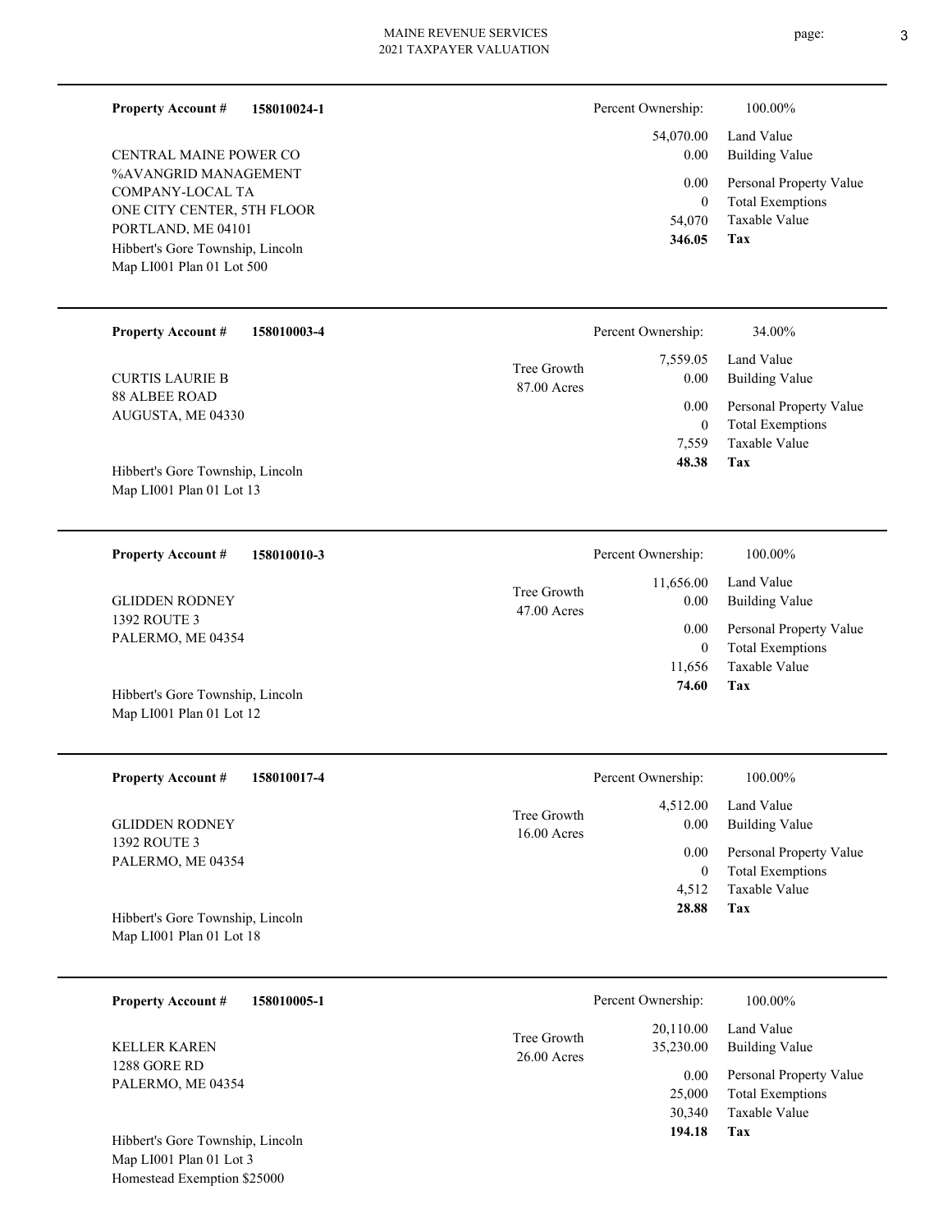**Property Account #** **158010024-1**

CENTRAL MAINE POWER CO
%AVANGRID MANAGEMENT
COMPANY-LOCAL TA
ONE CITY CENTER, 5TH FLOOR
PORTLAND, ME 04101
Hibbert's Gore Township, Lincoln
Map LI001 Plan 01 Lot 500

| | |
|---|---|
| Percent Ownership: | 100.00% |
| 54,070.00 | Land Value |
| 0.00 | Building Value |
| 0.00 | Personal Property Value |
| 0 | Total Exemptions |
| 54,070 | Taxable Value |
| **346.05** | **Tax** |

---

**Property Account #** **158010003-4**

CURTIS LAURIE B
88 ALBEE ROAD
AUGUSTA, ME 04330

Hibbert's Gore Township, Lincoln
Map LI001 Plan 01 Lot 13

Tree Growth
87.00 Acres

| | |
|---|---|
| Percent Ownership: | 34.00% |
| 7,559.05 | Land Value |
| 0.00 | Building Value |
| 0.00 | Personal Property Value |
| 0 | Total Exemptions |
| 7,559 | Taxable Value |
| **48.38** | **Tax** |

---

**Property Account #** **158010010-3**

GLIDDEN RODNEY
1392 ROUTE 3
PALERMO, ME 04354

Hibbert's Gore Township, Lincoln
Map LI001 Plan 01 Lot 12

Tree Growth
47.00 Acres

| | |
|---|---|
| Percent Ownership: | 100.00% |
| 11,656.00 | Land Value |
| 0.00 | Building Value |
| 0.00 | Personal Property Value |
| 0 | Total Exemptions |
| 11,656 | Taxable Value |
| **74.60** | **Tax** |

---

**Property Account #** **158010017-4**

GLIDDEN RODNEY
1392 ROUTE 3
PALERMO, ME 04354

Hibbert's Gore Township, Lincoln
Map LI001 Plan 01 Lot 18

Tree Growth
16.00 Acres

| | |
|---|---|
| Percent Ownership: | 100.00% |
| 4,512.00 | Land Value |
| 0.00 | Building Value |
| 0.00 | Personal Property Value |
| 0 | Total Exemptions |
| 4,512 | Taxable Value |
| **28.88** | **Tax** |

---

**Property Account #** **158010005-1**

KELLER KAREN
1288 GORE RD
PALERMO, ME 04354

Hibbert's Gore Township, Lincoln
Map LI001 Plan 01 Lot 3
Homestead Exemption $25000

Tree Growth
26.00 Acres

| | |
|---|---|
| Percent Ownership: | 100.00% |
| 20,110.00 | Land Value |
| 35,230.00 | Building Value |
| 0.00 | Personal Property Value |
| 25,000 | Total Exemptions |
| 30,340 | Taxable Value |
| **194.18** | **Tax** |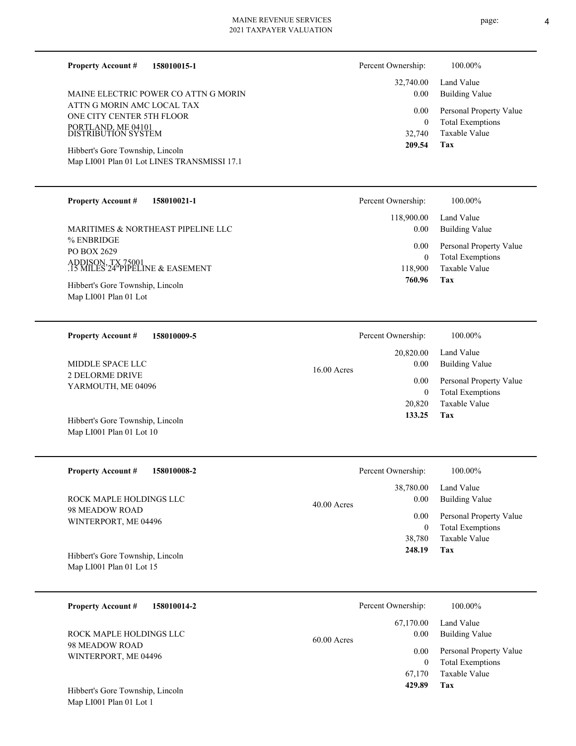**Property Account #** **158010015-1**

MAINE ELECTRIC POWER CO ATTN G MORIN
ATTN G MORIN AMC LOCAL TAX
ONE CITY CENTER 5TH FLOOR
PORTLAND, ME 04101
DISTRIBUTION SYSTEM

Hibbert's Gore Township, Lincoln
Map LI001 Plan 01 Lot LINES TRANSMISSI 17.1

| Percent Ownership: | 100.00% |
| --- | --- |
| 32,740.00 | Land Value |
| 0.00 | Building Value |
| 0.00 | Personal Property Value |
| 0 | Total Exemptions |
| 32,740 | Taxable Value |
| **209.54** | **Tax** |

---

**Property Account #** **158010021-1**

MARITIMES & NORTHEAST PIPELINE LLC
% ENBRIDGE
PO BOX 2629
ADDISON, TX 75001
.15 MILES 24"PIPELINE & EASEMENT

Hibbert's Gore Township, Lincoln
Map LI001 Plan 01 Lot

| Percent Ownership: | 100.00% |
| --- | --- |
| 118,900.00 | Land Value |
| 0.00 | Building Value |
| 0.00 | Personal Property Value |
| 0 | Total Exemptions |
| 118,900 | Taxable Value |
| **760.96** | **Tax** |

---

**Property Account #** **158010009-5**

MIDDLE SPACE LLC
2 DELORME DRIVE
YARMOUTH, ME 04096

Hibbert's Gore Township, Lincoln
Map LI001 Plan 01 Lot 10

16.00 Acres

| Percent Ownership: | 100.00% |
| --- | --- |
| 20,820.00 | Land Value |
| 0.00 | Building Value |
| 0.00 | Personal Property Value |
| 0 | Total Exemptions |
| 20,820 | Taxable Value |
| **133.25** | **Tax** |

---

**Property Account #** **158010008-2**

ROCK MAPLE HOLDINGS LLC
98 MEADOW ROAD
WINTERPORT, ME 04496

Hibbert's Gore Township, Lincoln
Map LI001 Plan 01 Lot 15

40.00 Acres

| Percent Ownership: | 100.00% |
| --- | --- |
| 38,780.00 | Land Value |
| 0.00 | Building Value |
| 0.00 | Personal Property Value |
| 0 | Total Exemptions |
| 38,780 | Taxable Value |
| **248.19** | **Tax** |

---

**Property Account #** **158010014-2**

ROCK MAPLE HOLDINGS LLC
98 MEADOW ROAD
WINTERPORT, ME 04496

Hibbert's Gore Township, Lincoln
Map LI001 Plan 01 Lot 1

60.00 Acres

| Percent Ownership: | 100.00% |
| --- | --- |
| 67,170.00 | Land Value |
| 0.00 | Building Value |
| 0.00 | Personal Property Value |
| 0 | Total Exemptions |
| 67,170 | Taxable Value |
| **429.89** | **Tax** |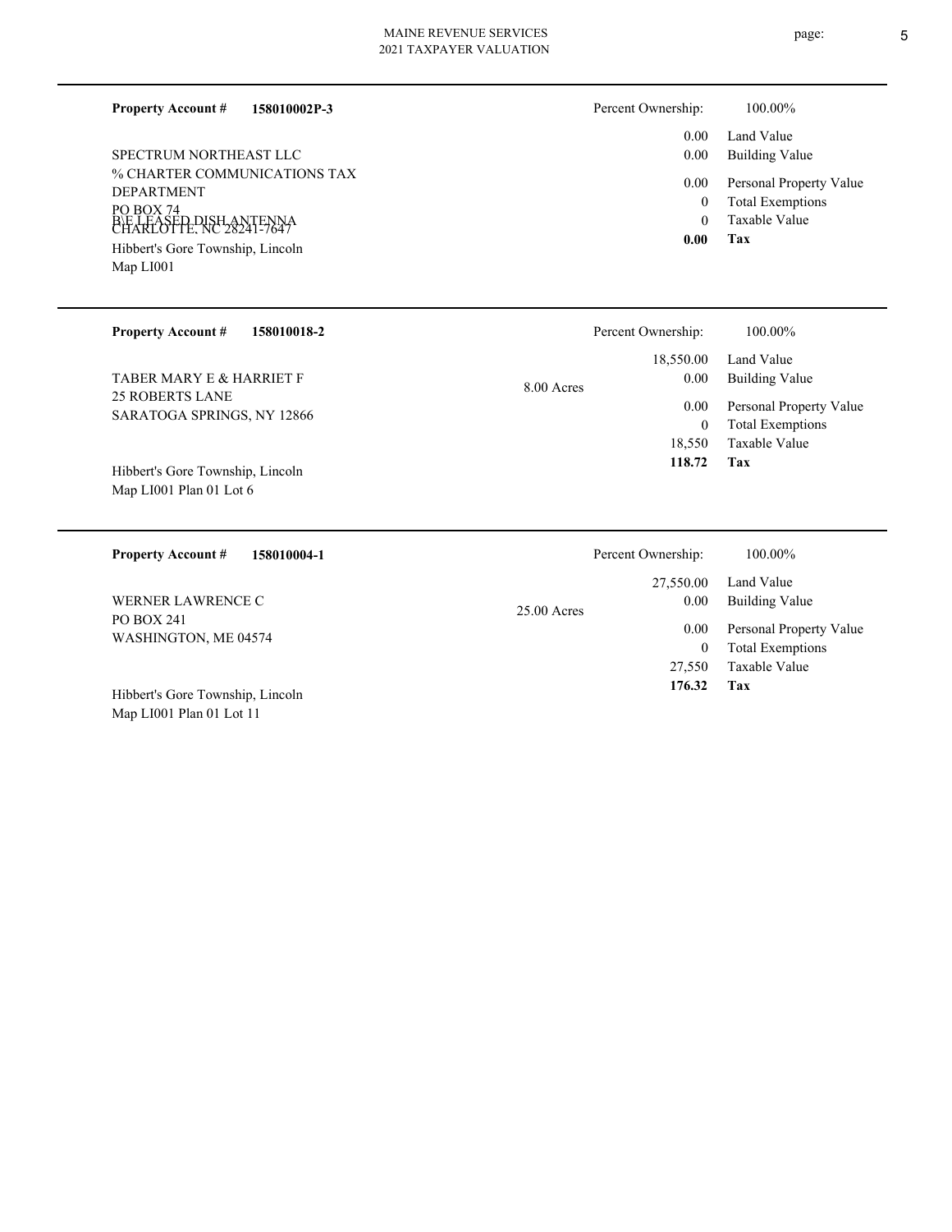**Property Account #** **158010002P-3**

SPECTRUM NORTHEAST LLC
% CHARTER COMMUNICATIONS TAX DEPARTMENT
PO BOX 74
CHARLOTTE, NC 28241-7647
B\E LEASED DISH ANTENNA

Hibbert's Gore Township, Lincoln
Map LI001

| Percent Ownership: | 100.00% |
|---|---|
| 0.00 | Land Value |
| 0.00 | Building Value |
| 0.00 | Personal Property Value |
| 0 | Total Exemptions |
| 0 | Taxable Value |
| **0.00** | **Tax** |

---

**Property Account #** **158010018-2**

TABER MARY E & HARRIET F
25 ROBERTS LANE
SARATOGA SPRINGS, NY 12866

8.00 Acres

Hibbert's Gore Township, Lincoln
Map LI001 Plan 01 Lot 6

| Percent Ownership: | 100.00% |
|---|---|
| 18,550.00 | Land Value |
| 0.00 | Building Value |
| 0.00 | Personal Property Value |
| 0 | Total Exemptions |
| 18,550 | Taxable Value |
| **118.72** | **Tax** |

---

**Property Account #** **158010004-1**

WERNER LAWRENCE C
PO BOX 241
WASHINGTON, ME 04574

25.00 Acres

Hibbert's Gore Township, Lincoln
Map LI001 Plan 01 Lot 11

| Percent Ownership: | 100.00% |
|---|---|
| 27,550.00 | Land Value |
| 0.00 | Building Value |
| 0.00 | Personal Property Value |
| 0 | Total Exemptions |
| 27,550 | Taxable Value |
| **176.32** | **Tax** |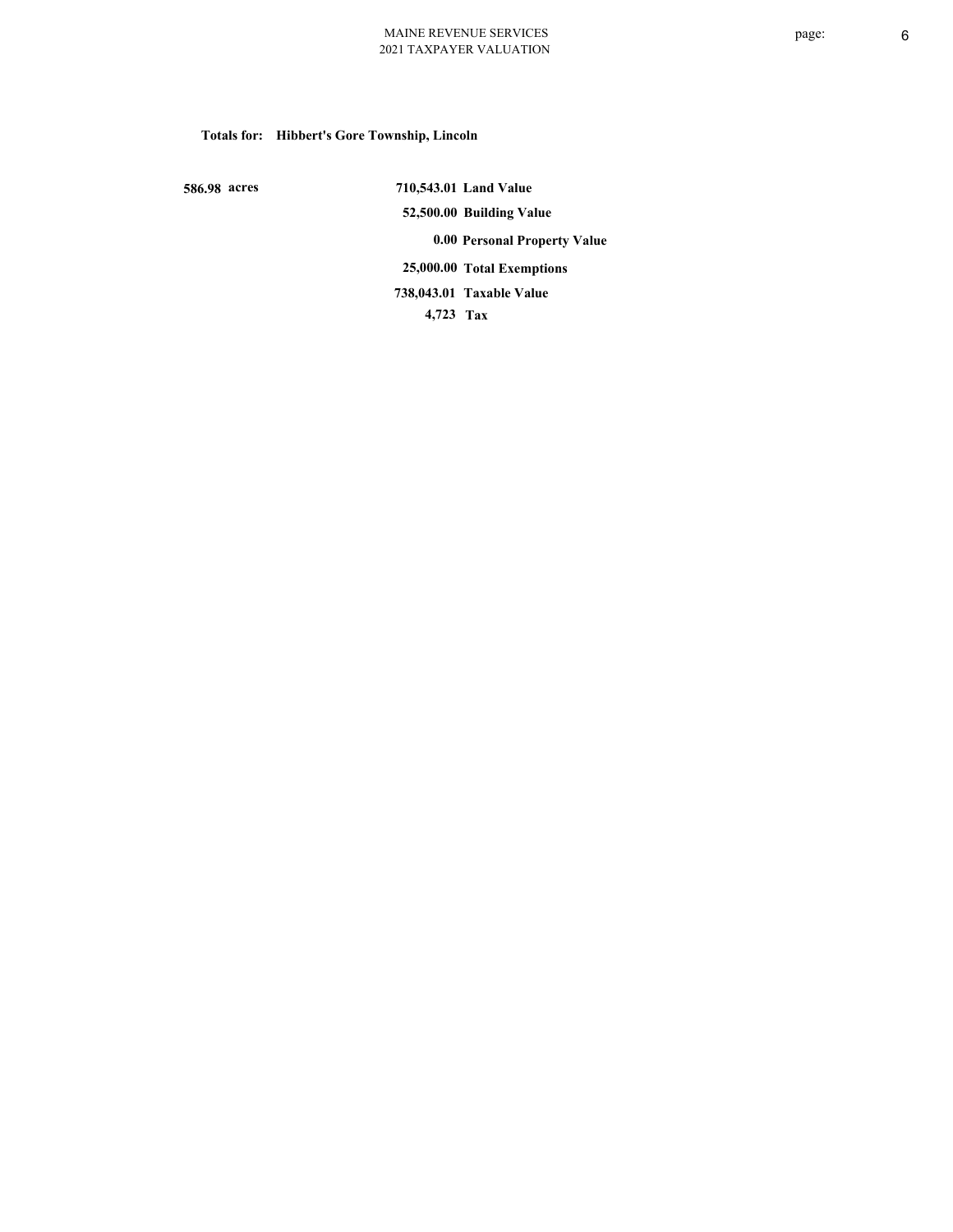**Totals for: Hibbert's Gore Township, Lincoln**

| | | |
|---|---|---|
| **586.98 acres** | **710,543.01** | **Land Value** |
| | **52,500.00** | **Building Value** |
| | **0.00** | **Personal Property Value** |
| | **25,000.00** | **Total Exemptions** |
| | **738,043.01** | **Taxable Value** |
| | **4,723** | **Tax** |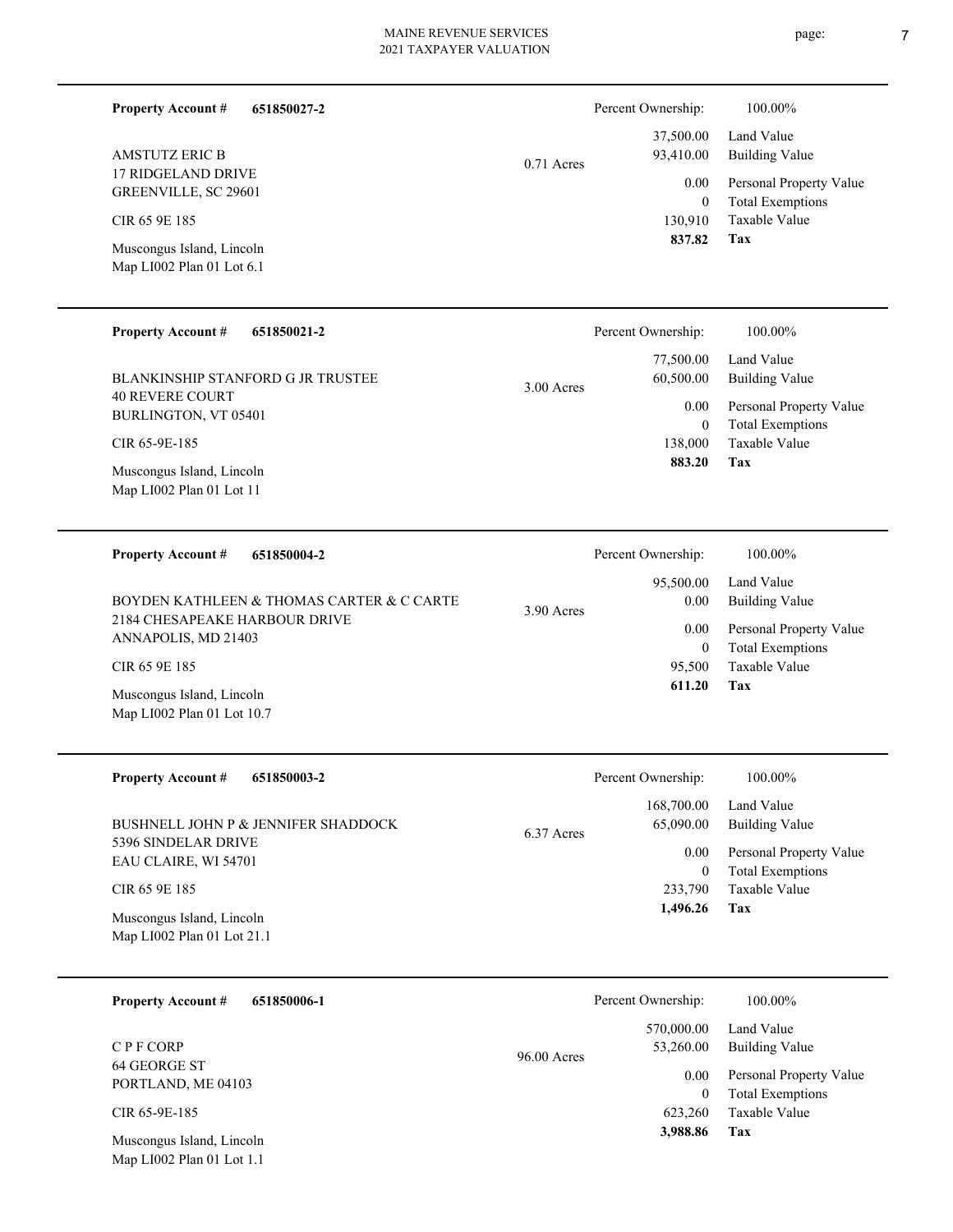**Property Account #** **651850027-2**

AMSTUTZ ERIC B
17 RIDGELAND DRIVE
GREENVILLE, SC 29601

CIR 65 9E 185

Muscongus Island, Lincoln
Map LI002 Plan 01 Lot 6.1

0.71 Acres

| Percent Ownership: | 100.00% |
|---|---|
| 37,500.00 | Land Value |
| 93,410.00 | Building Value |
| 0.00 | Personal Property Value |
| 0 | Total Exemptions |
| 130,910 | Taxable Value |
| **837.82** | **Tax** |

---

**Property Account #** **651850021-2**

BLANKINSHIP STANFORD G JR TRUSTEE
40 REVERE COURT
BURLINGTON, VT 05401

CIR 65-9E-185

Muscongus Island, Lincoln
Map LI002 Plan 01 Lot 11

3.00 Acres

| Percent Ownership: | 100.00% |
|---|---|
| 77,500.00 | Land Value |
| 60,500.00 | Building Value |
| 0.00 | Personal Property Value |
| 0 | Total Exemptions |
| 138,000 | Taxable Value |
| **883.20** | **Tax** |

---

**Property Account #** **651850004-2**

BOYDEN KATHLEEN & THOMAS CARTER & C CARTE
2184 CHESAPEAKE HARBOUR DRIVE
ANNAPOLIS, MD 21403

CIR 65 9E 185

Muscongus Island, Lincoln
Map LI002 Plan 01 Lot 10.7

3.90 Acres

| Percent Ownership: | 100.00% |
|---|---|
| 95,500.00 | Land Value |
| 0.00 | Building Value |
| 0.00 | Personal Property Value |
| 0 | Total Exemptions |
| 95,500 | Taxable Value |
| **611.20** | **Tax** |

---

**Property Account #** **651850003-2**

BUSHNELL JOHN P & JENNIFER SHADDOCK
5396 SINDELAR DRIVE
EAU CLAIRE, WI 54701

CIR 65 9E 185

Muscongus Island, Lincoln
Map LI002 Plan 01 Lot 21.1

6.37 Acres

| Percent Ownership: | 100.00% |
|---|---|
| 168,700.00 | Land Value |
| 65,090.00 | Building Value |
| 0.00 | Personal Property Value |
| 0 | Total Exemptions |
| 233,790 | Taxable Value |
| **1,496.26** | **Tax** |

---

**Property Account #** **651850006-1**

C P F CORP
64 GEORGE ST
PORTLAND, ME 04103

CIR 65-9E-185

Muscongus Island, Lincoln
Map LI002 Plan 01 Lot 1.1

96.00 Acres

| Percent Ownership: | 100.00% |
|---|---|
| 570,000.00 | Land Value |
| 53,260.00 | Building Value |
| 0.00 | Personal Property Value |
| 0 | Total Exemptions |
| 623,260 | Taxable Value |
| **3,988.86** | **Tax** |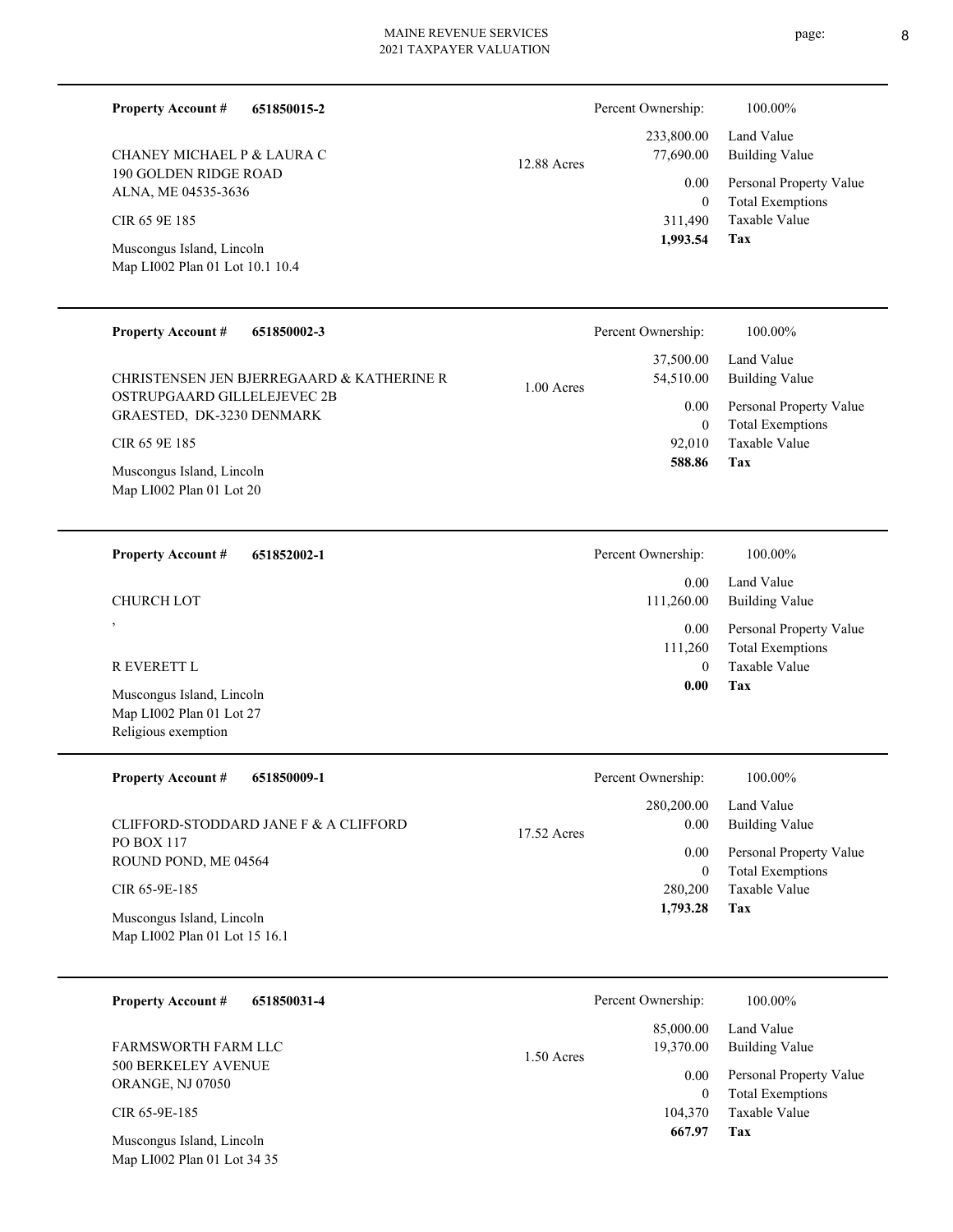**Property Account #** **651850015-2**

CHANEY MICHAEL P & LAURA C
190 GOLDEN RIDGE ROAD
ALNA, ME 04535-3636

CIR 65 9E 185

Muscongus Island, Lincoln
Map LI002 Plan 01 Lot 10.1 10.4

12.88 Acres

| Percent Ownership: | 100.00% |
|---|---|
| 233,800.00 | Land Value |
| 77,690.00 | Building Value |
| 0.00 | Personal Property Value |
| 0 | Total Exemptions |
| 311,490 | Taxable Value |
| **1,993.54** | **Tax** |

---

**Property Account #** **651850002-3**

CHRISTENSEN JEN BJERREGAARD & KATHERINE R
OSTRUPGAARD GILLELEJEVEC 2B
GRAESTED, DK-3230 DENMARK

CIR 65 9E 185

Muscongus Island, Lincoln
Map LI002 Plan 01 Lot 20

1.00 Acres

| Percent Ownership: | 100.00% |
|---|---|
| 37,500.00 | Land Value |
| 54,510.00 | Building Value |
| 0.00 | Personal Property Value |
| 0 | Total Exemptions |
| 92,010 | Taxable Value |
| **588.86** | **Tax** |

---

**Property Account #** **651852002-1**

CHURCH LOT

,

R EVERETT L

Muscongus Island, Lincoln
Map LI002 Plan 01 Lot 27
Religious exemption

| Percent Ownership: | 100.00% |
|---|---|
| 0.00 | Land Value |
| 111,260.00 | Building Value |
| 0.00 | Personal Property Value |
| 111,260 | Total Exemptions |
| 0 | Taxable Value |
| **0.00** | **Tax** |

---

**Property Account #** **651850009-1**

CLIFFORD-STODDARD JANE F & A CLIFFORD
PO BOX 117
ROUND POND, ME 04564

CIR 65-9E-185

Muscongus Island, Lincoln
Map LI002 Plan 01 Lot 15 16.1

17.52 Acres

| Percent Ownership: | 100.00% |
|---|---|
| 280,200.00 | Land Value |
| 0.00 | Building Value |
| 0.00 | Personal Property Value |
| 0 | Total Exemptions |
| 280,200 | Taxable Value |
| **1,793.28** | **Tax** |

---

**Property Account #** **651850031-4**

FARMSWORTH FARM LLC
500 BERKELEY AVENUE
ORANGE, NJ 07050

CIR 65-9E-185

Muscongus Island, Lincoln
Map LI002 Plan 01 Lot 34 35

1.50 Acres

| Percent Ownership: | 100.00% |
|---|---|
| 85,000.00 | Land Value |
| 19,370.00 | Building Value |
| 0.00 | Personal Property Value |
| 0 | Total Exemptions |
| 104,370 | Taxable Value |
| **667.97** | **Tax** |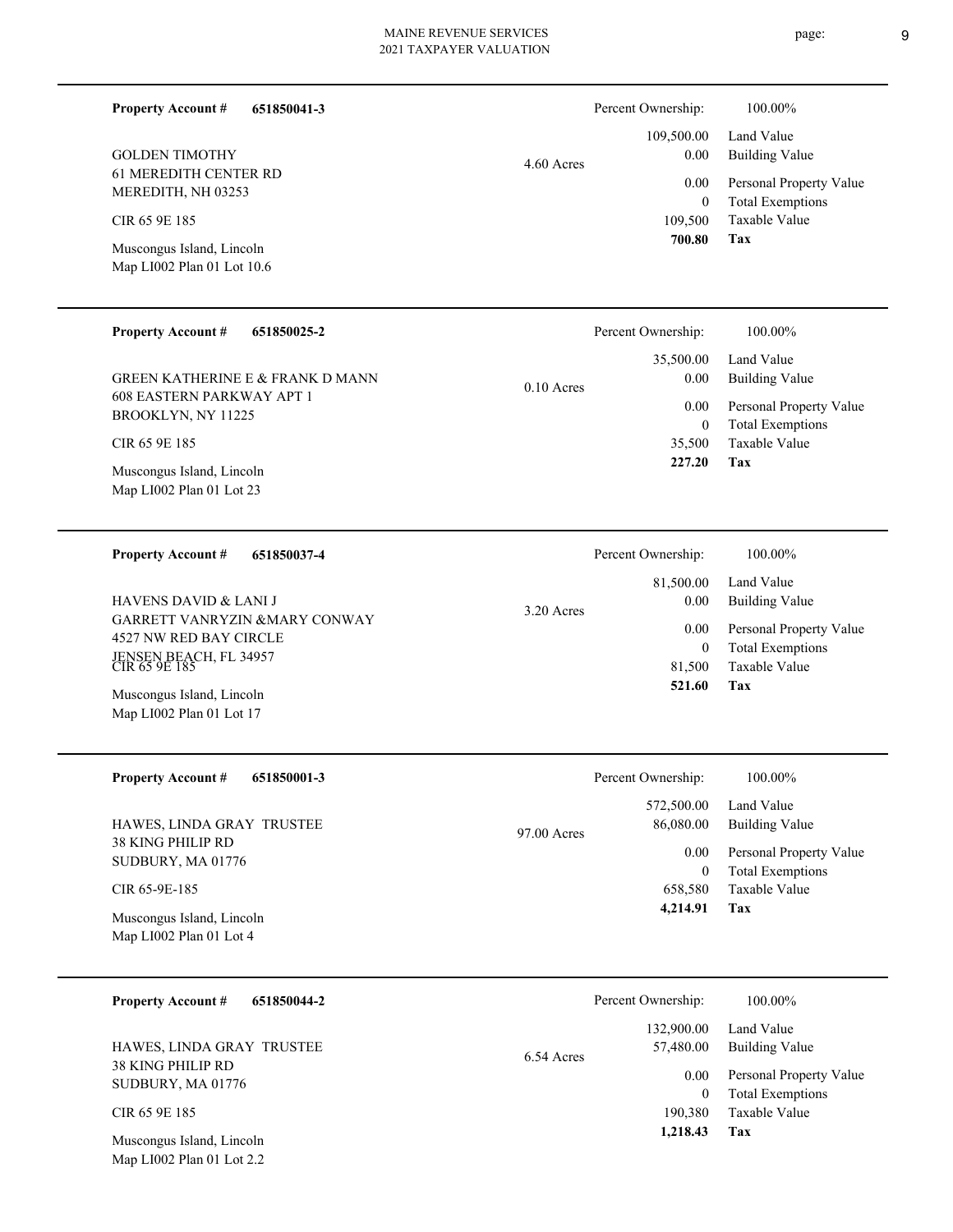**Property Account #** **651850041-3**

GOLDEN TIMOTHY
61 MEREDITH CENTER RD
MEREDITH, NH 03253

CIR 65 9E 185

Muscongus Island, Lincoln
Map LI002 Plan 01 Lot 10.6

4.60 Acres

| | |
|---|---|
| Percent Ownership: | 100.00% |
| Land Value | 109,500.00 |
| Building Value | 0.00 |
| Personal Property Value | 0.00 |
| Total Exemptions | 0 |
| Taxable Value | 109,500 |
| **Tax** | **700.80** |

---

**Property Account #** **651850025-2**

GREEN KATHERINE E & FRANK D MANN
608 EASTERN PARKWAY APT 1
BROOKLYN, NY 11225

CIR 65 9E 185

Muscongus Island, Lincoln
Map LI002 Plan 01 Lot 23

0.10 Acres

| | |
|---|---|
| Percent Ownership: | 100.00% |
| Land Value | 35,500.00 |
| Building Value | 0.00 |
| Personal Property Value | 0.00 |
| Total Exemptions | 0 |
| Taxable Value | 35,500 |
| **Tax** | **227.20** |

---

**Property Account #** **651850037-4**

HAVENS DAVID & LANI J
GARRETT VANRYZIN &MARY CONWAY
4527 NW RED BAY CIRCLE
JENSEN BEACH, FL 34957

CIR 65 9E 185

Muscongus Island, Lincoln
Map LI002 Plan 01 Lot 17

3.20 Acres

| | |
|---|---|
| Percent Ownership: | 100.00% |
| Land Value | 81,500.00 |
| Building Value | 0.00 |
| Personal Property Value | 0.00 |
| Total Exemptions | 0 |
| Taxable Value | 81,500 |
| **Tax** | **521.60** |

---

**Property Account #** **651850001-3**

HAWES, LINDA GRAY TRUSTEE
38 KING PHILIP RD
SUDBURY, MA 01776

CIR 65-9E-185

Muscongus Island, Lincoln
Map LI002 Plan 01 Lot 4

97.00 Acres

| | |
|---|---|
| Percent Ownership: | 100.00% |
| Land Value | 572,500.00 |
| Building Value | 86,080.00 |
| Personal Property Value | 0.00 |
| Total Exemptions | 0 |
| Taxable Value | 658,580 |
| **Tax** | **4,214.91** |

---

**Property Account #** **651850044-2**

HAWES, LINDA GRAY TRUSTEE
38 KING PHILIP RD
SUDBURY, MA 01776

CIR 65 9E 185

Muscongus Island, Lincoln
Map LI002 Plan 01 Lot 2.2

6.54 Acres

| | |
|---|---|
| Percent Ownership: | 100.00% |
| Land Value | 132,900.00 |
| Building Value | 57,480.00 |
| Personal Property Value | 0.00 |
| Total Exemptions | 0 |
| Taxable Value | 190,380 |
| **Tax** | **1,218.43** |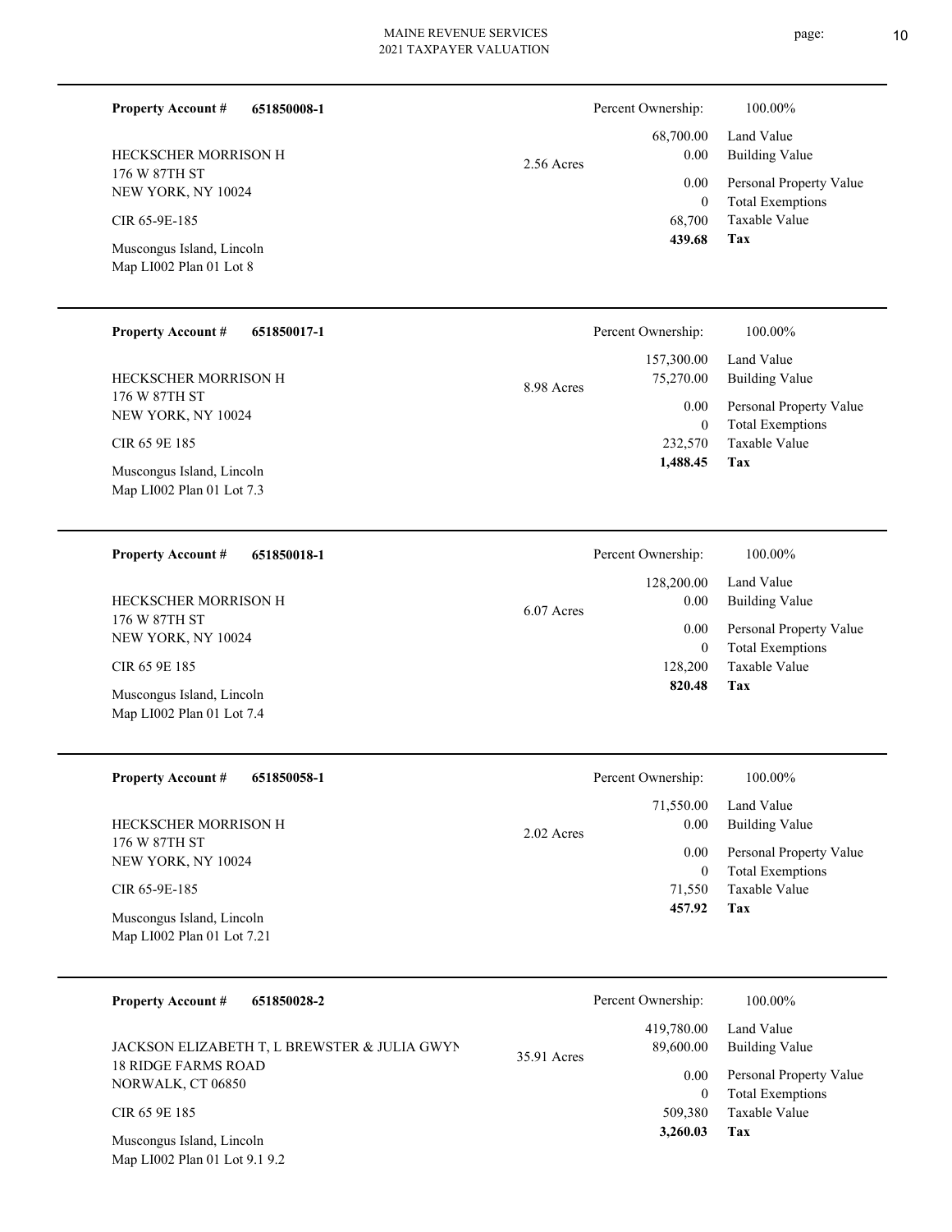**Property Account #** **651850008-1**

HECKSCHER MORRISON H
176 W 87TH ST
NEW YORK, NY 10024

CIR 65-9E-185

Muscongus Island, Lincoln
Map LI002 Plan 01 Lot 8

2.56 Acres

| Percent Ownership: | 100.00% |
|---|---|
| 68,700.00 | Land Value |
| 0.00 | Building Value |
| 0.00 | Personal Property Value |
| 0 | Total Exemptions |
| 68,700 | Taxable Value |
| **439.68** | **Tax** |

---

**Property Account #** **651850017-1**

HECKSCHER MORRISON H
176 W 87TH ST
NEW YORK, NY 10024

CIR 65 9E 185

Muscongus Island, Lincoln
Map LI002 Plan 01 Lot 7.3

8.98 Acres

| Percent Ownership: | 100.00% |
|---|---|
| 157,300.00 | Land Value |
| 75,270.00 | Building Value |
| 0.00 | Personal Property Value |
| 0 | Total Exemptions |
| 232,570 | Taxable Value |
| **1,488.45** | **Tax** |

---

**Property Account #** **651850018-1**

HECKSCHER MORRISON H
176 W 87TH ST
NEW YORK, NY 10024

CIR 65 9E 185

Muscongus Island, Lincoln
Map LI002 Plan 01 Lot 7.4

6.07 Acres

| Percent Ownership: | 100.00% |
|---|---|
| 128,200.00 | Land Value |
| 0.00 | Building Value |
| 0.00 | Personal Property Value |
| 0 | Total Exemptions |
| 128,200 | Taxable Value |
| **820.48** | **Tax** |

---

**Property Account #** **651850058-1**

HECKSCHER MORRISON H
176 W 87TH ST
NEW YORK, NY 10024

CIR 65-9E-185

Muscongus Island, Lincoln
Map LI002 Plan 01 Lot 7.21

2.02 Acres

| Percent Ownership: | 100.00% |
|---|---|
| 71,550.00 | Land Value |
| 0.00 | Building Value |
| 0.00 | Personal Property Value |
| 0 | Total Exemptions |
| 71,550 | Taxable Value |
| **457.92** | **Tax** |

---

**Property Account #** **651850028-2**

JACKSON ELIZABETH T, L BREWSTER & JULIA GWYN
18 RIDGE FARMS ROAD
NORWALK, CT 06850

CIR 65 9E 185

Muscongus Island, Lincoln
Map LI002 Plan 01 Lot 9.1 9.2

35.91 Acres

| Percent Ownership: | 100.00% |
|---|---|
| 419,780.00 | Land Value |
| 89,600.00 | Building Value |
| 0.00 | Personal Property Value |
| 0 | Total Exemptions |
| 509,380 | Taxable Value |
| **3,260.03** | **Tax** |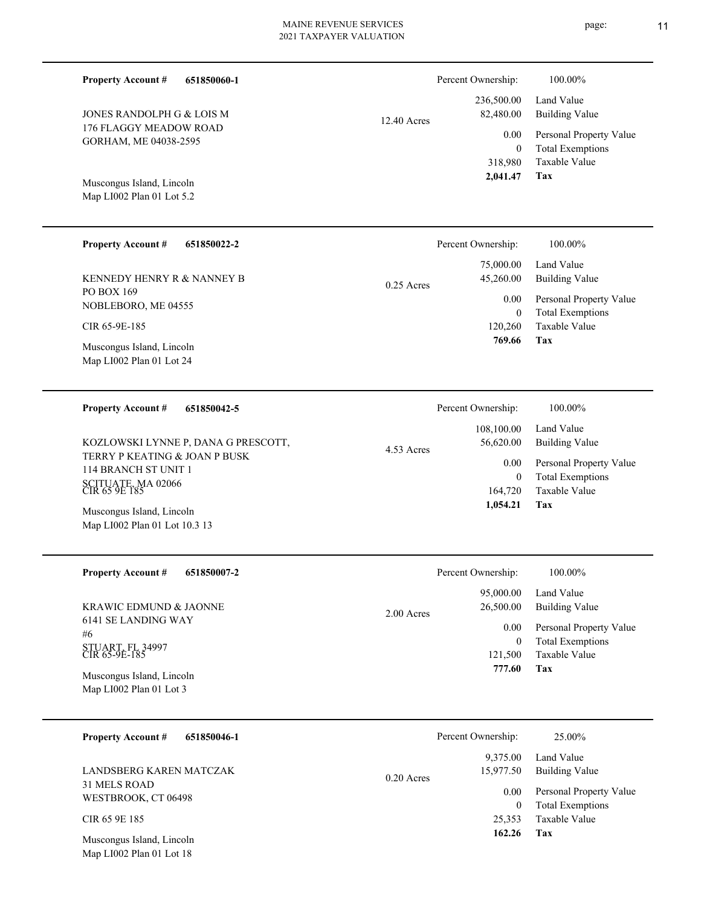| Property Account # | 651850060-1 | | Percent Ownership: | 100.00% |
|---|---|---|---|---|
| JONES RANDOLPH G & LOIS M | | 12.40 Acres | 236,500.00 | Land Value |
| 176 FLAGGY MEADOW ROAD | | | 82,480.00 | Building Value |
| GORHAM, ME 04038-2595 | | | 0.00 | Personal Property Value |
| | | | 0 | Total Exemptions |
| Muscongus Island, Lincoln | | | 318,980 | Taxable Value |
| Map LI002 Plan 01 Lot 5.2 | | | **2,041.47** | **Tax** |

| Property Account # | 651850022-2 | | Percent Ownership: | 100.00% |
|---|---|---|---|---|
| KENNEDY HENRY R & NANNEY B | | 0.25 Acres | 75,000.00 | Land Value |
| PO BOX 169 | | | 45,260.00 | Building Value |
| NOBLEBORO, ME 04555 | | | 0.00 | Personal Property Value |
| CIR 65-9E-185 | | | 0 | Total Exemptions |
| Muscongus Island, Lincoln | | | 120,260 | Taxable Value |
| Map LI002 Plan 01 Lot 24 | | | **769.66** | **Tax** |

| Property Account # | 651850042-5 | | Percent Ownership: | 100.00% |
|---|---|---|---|---|
| KOZLOWSKI LYNNE P, DANA G PRESCOTT, TERRY P KEATING & JOAN P BUSK | | 4.53 Acres | 108,100.00 | Land Value |
| 114 BRANCH ST UNIT 1 | | | 56,620.00 | Building Value |
| SCITUATE, MA 02066 | | | 0.00 | Personal Property Value |
| CIR 65 9E 185 | | | 0 | Total Exemptions |
| Muscongus Island, Lincoln | | | 164,720 | Taxable Value |
| Map LI002 Plan 01 Lot 10.3 13 | | | **1,054.21** | **Tax** |

| Property Account # | 651850007-2 | | Percent Ownership: | 100.00% |
|---|---|---|---|---|
| KRAWIC EDMUND & JAONNE | | 2.00 Acres | 95,000.00 | Land Value |
| 6141 SE LANDING WAY | | | 26,500.00 | Building Value |
| #6 | | | 0.00 | Personal Property Value |
| STUART, FL 34997 | | | 0 | Total Exemptions |
| CIR 65-9E-185 | | | 121,500 | Taxable Value |
| Muscongus Island, Lincoln | | | **777.60** | **Tax** |
| Map LI002 Plan 01 Lot 3 | | | | |

| Property Account # | 651850046-1 | | Percent Ownership: | 25.00% |
|---|---|---|---|---|
| LANDSBERG KAREN MATCZAK | | 0.20 Acres | 9,375.00 | Land Value |
| 31 MELS ROAD | | | 15,977.50 | Building Value |
| WESTBROOK, CT 06498 | | | 0.00 | Personal Property Value |
| CIR 65 9E 185 | | | 0 | Total Exemptions |
| Muscongus Island, Lincoln | | | 25,353 | Taxable Value |
| Map LI002 Plan 01 Lot 18 | | | **162.26** | **Tax** |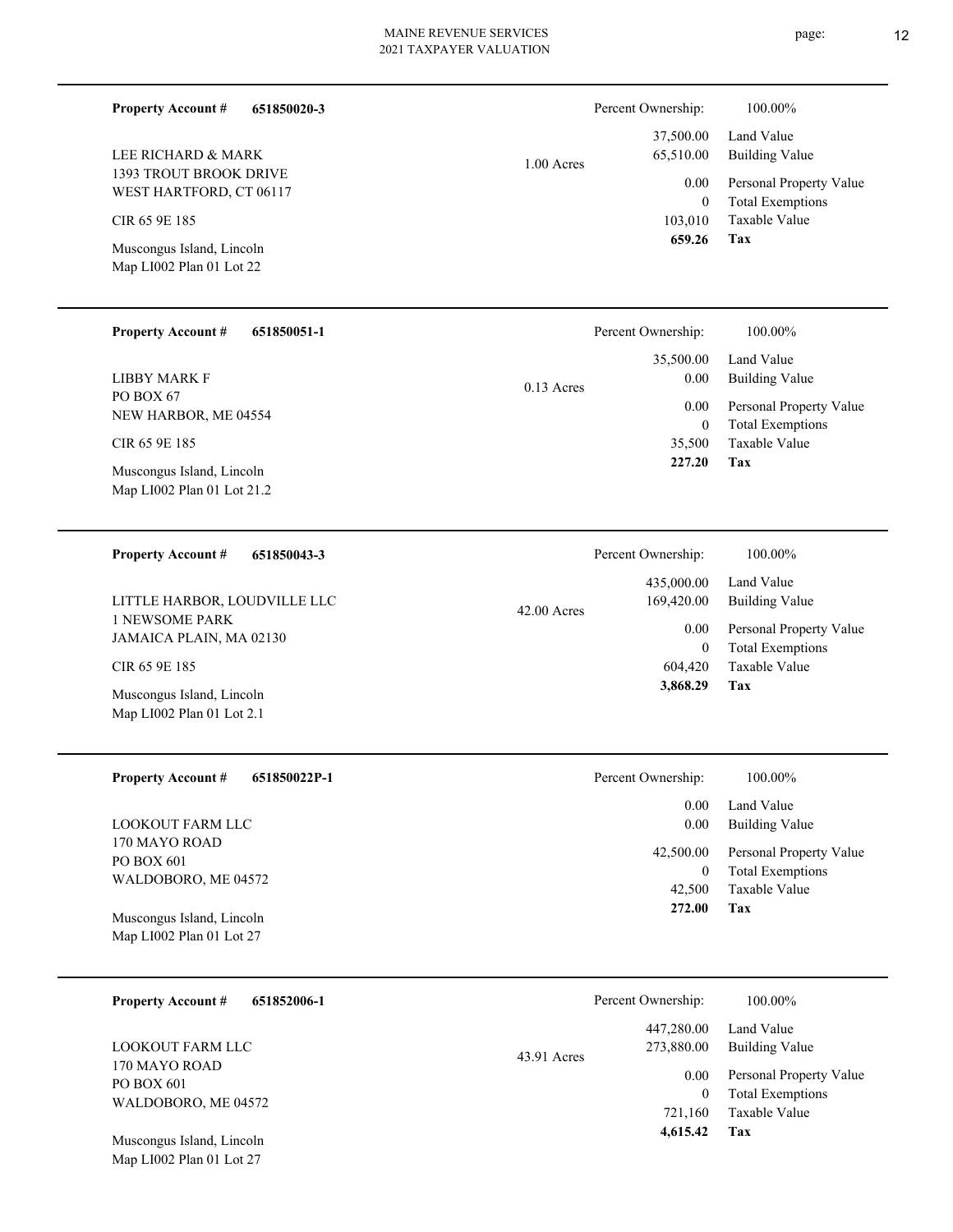**Property Account #** **651850020-3**

LEE RICHARD & MARK
1393 TROUT BROOK DRIVE
WEST HARTFORD, CT 06117

CIR 65 9E 185

Muscongus Island, Lincoln
Map LI002 Plan 01 Lot 22

1.00 Acres

| Percent Ownership: | 100.00% |
|---|---|
| 37,500.00 | Land Value |
| 65,510.00 | Building Value |
| 0.00 | Personal Property Value |
| 0 | Total Exemptions |
| 103,010 | Taxable Value |
| **659.26** | **Tax** |

---

**Property Account #** **651850051-1**

LIBBY MARK F
PO BOX 67
NEW HARBOR, ME 04554

CIR 65 9E 185

Muscongus Island, Lincoln
Map LI002 Plan 01 Lot 21.2

0.13 Acres

| Percent Ownership: | 100.00% |
|---|---|
| 35,500.00 | Land Value |
| 0.00 | Building Value |
| 0.00 | Personal Property Value |
| 0 | Total Exemptions |
| 35,500 | Taxable Value |
| **227.20** | **Tax** |

---

**Property Account #** **651850043-3**

LITTLE HARBOR, LOUDVILLE LLC
1 NEWSOME PARK
JAMAICA PLAIN, MA 02130

CIR 65 9E 185

Muscongus Island, Lincoln
Map LI002 Plan 01 Lot 2.1

42.00 Acres

| Percent Ownership: | 100.00% |
|---|---|
| 435,000.00 | Land Value |
| 169,420.00 | Building Value |
| 0.00 | Personal Property Value |
| 0 | Total Exemptions |
| 604,420 | Taxable Value |
| **3,868.29** | **Tax** |

---

**Property Account #** **651850022P-1**

LOOKOUT FARM LLC
170 MAYO ROAD
PO BOX 601
WALDOBORO, ME 04572

Muscongus Island, Lincoln
Map LI002 Plan 01 Lot 27

| Percent Ownership: | 100.00% |
|---|---|
| 0.00 | Land Value |
| 0.00 | Building Value |
| 42,500.00 | Personal Property Value |
| 0 | Total Exemptions |
| 42,500 | Taxable Value |
| **272.00** | **Tax** |

---

**Property Account #** **651852006-1**

LOOKOUT FARM LLC
170 MAYO ROAD
PO BOX 601
WALDOBORO, ME 04572

Muscongus Island, Lincoln
Map LI002 Plan 01 Lot 27

43.91 Acres

| Percent Ownership: | 100.00% |
|---|---|
| 447,280.00 | Land Value |
| 273,880.00 | Building Value |
| 0.00 | Personal Property Value |
| 0 | Total Exemptions |
| 721,160 | Taxable Value |
| **4,615.42** | **Tax** |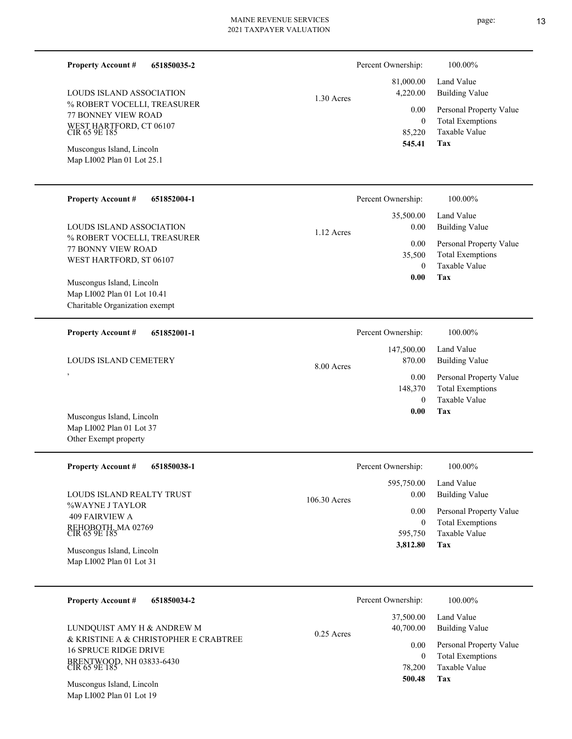**Property Account #** **651850035-2**

LOUDS ISLAND ASSOCIATION
% ROBERT VOCELLI, TREASURER
77 BONNEY VIEW ROAD
WEST HARTFORD, CT 06107
CIR 65 9E 185

Muscongus Island, Lincoln
Map LI002 Plan 01 Lot 25.1

1.30 Acres

| Percent Ownership: | 100.00% |
|---|---|
| 81,000.00 | Land Value |
| 4,220.00 | Building Value |
| 0.00 | Personal Property Value |
| 0 | Total Exemptions |
| 85,220 | Taxable Value |
| **545.41** | **Tax** |

---

**Property Account #** **651852004-1**

LOUDS ISLAND ASSOCIATION
% ROBERT VOCELLI, TREASURER
77 BONNY VIEW ROAD
WEST HARTFORD, ST 06107

Muscongus Island, Lincoln
Map LI002 Plan 01 Lot 10.41
Charitable Organization exempt

1.12 Acres

| Percent Ownership: | 100.00% |
|---|---|
| 35,500.00 | Land Value |
| 0.00 | Building Value |
| 0.00 | Personal Property Value |
| 35,500 | Total Exemptions |
| 0 | Taxable Value |
| **0.00** | **Tax** |

---

**Property Account #** **651852001-1**

LOUDS ISLAND CEMETERY
,

Muscongus Island, Lincoln
Map LI002 Plan 01 Lot 37
Other Exempt property

8.00 Acres

| Percent Ownership: | 100.00% |
|---|---|
| 147,500.00 | Land Value |
| 870.00 | Building Value |
| 0.00 | Personal Property Value |
| 148,370 | Total Exemptions |
| 0 | Taxable Value |
| **0.00** | **Tax** |

---

**Property Account #** **651850038-1**

LOUDS ISLAND REALTY TRUST
%WAYNE J TAYLOR
409 FAIRVIEW A
REHOBOTH, MA 02769
CIR 65 9E 185

Muscongus Island, Lincoln
Map LI002 Plan 01 Lot 31

106.30 Acres

| Percent Ownership: | 100.00% |
|---|---|
| 595,750.00 | Land Value |
| 0.00 | Building Value |
| 0.00 | Personal Property Value |
| 0 | Total Exemptions |
| 595,750 | Taxable Value |
| **3,812.80** | **Tax** |

---

**Property Account #** **651850034-2**

LUNDQUIST AMY H & ANDREW M
& KRISTINE A & CHRISTOPHER E CRABTREE
16 SPRUCE RIDGE DRIVE
BRENTWOOD, NH 03833-6430
CIR 65 9E 185

Muscongus Island, Lincoln
Map LI002 Plan 01 Lot 19

0.25 Acres

| Percent Ownership: | 100.00% |
|---|---|
| 37,500.00 | Land Value |
| 40,700.00 | Building Value |
| 0.00 | Personal Property Value |
| 0 | Total Exemptions |
| 78,200 | Taxable Value |
| **500.48** | **Tax** |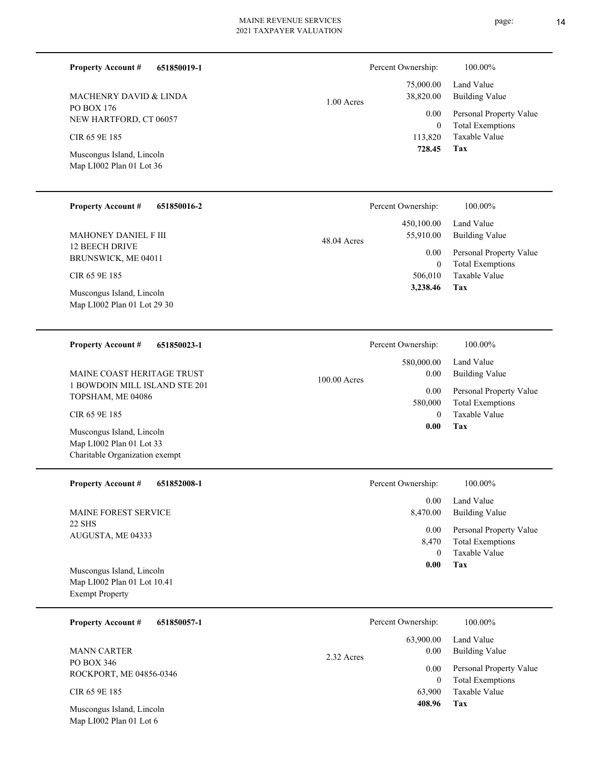**Property Account #** **651850019-1**

MACHENRY DAVID & LINDA
PO BOX 176
NEW HARTFORD, CT 06057

CIR 65 9E 185

Muscongus Island, Lincoln
Map LI002 Plan 01 Lot 36

1.00 Acres

| Percent Ownership: | 100.00% |
|---|---|
| 75,000.00 | Land Value |
| 38,820.00 | Building Value |
| 0.00 | Personal Property Value |
| 0 | Total Exemptions |
| 113,820 | Taxable Value |
| **728.45** | **Tax** |

---

**Property Account #** **651850016-2**

MAHONEY DANIEL F III
12 BEECH DRIVE
BRUNSWICK, ME 04011

CIR 65 9E 185

Muscongus Island, Lincoln
Map LI002 Plan 01 Lot 29 30

48.04 Acres

| Percent Ownership: | 100.00% |
|---|---|
| 450,100.00 | Land Value |
| 55,910.00 | Building Value |
| 0.00 | Personal Property Value |
| 0 | Total Exemptions |
| 506,010 | Taxable Value |
| **3,238.46** | **Tax** |

---

**Property Account #** **651850023-1**

MAINE COAST HERITAGE TRUST
1 BOWDOIN MILL ISLAND STE 201
TOPSHAM, ME 04086

CIR 65 9E 185

Muscongus Island, Lincoln
Map LI002 Plan 01 Lot 33
Charitable Organization exempt

100.00 Acres

| Percent Ownership: | 100.00% |
|---|---|
| 580,000.00 | Land Value |
| 0.00 | Building Value |
| 0.00 | Personal Property Value |
| 580,000 | Total Exemptions |
| 0 | Taxable Value |
| **0.00** | **Tax** |

---

**Property Account #** **651852008-1**

MAINE FOREST SERVICE
22 SHS
AUGUSTA, ME 04333

Muscongus Island, Lincoln
Map LI002 Plan 01 Lot 10.41
Exempt Property

| Percent Ownership: | 100.00% |
|---|---|
| 0.00 | Land Value |
| 8,470.00 | Building Value |
| 0.00 | Personal Property Value |
| 8,470 | Total Exemptions |
| 0 | Taxable Value |
| **0.00** | **Tax** |

---

**Property Account #** **651850057-1**

MANN CARTER
PO BOX 346
ROCKPORT, ME 04856-0346

CIR 65 9E 185

Muscongus Island, Lincoln
Map LI002 Plan 01 Lot 6

2.32 Acres

| Percent Ownership: | 100.00% |
|---|---|
| 63,900.00 | Land Value |
| 0.00 | Building Value |
| 0.00 | Personal Property Value |
| 0 | Total Exemptions |
| 63,900 | Taxable Value |
| **408.96** | **Tax** |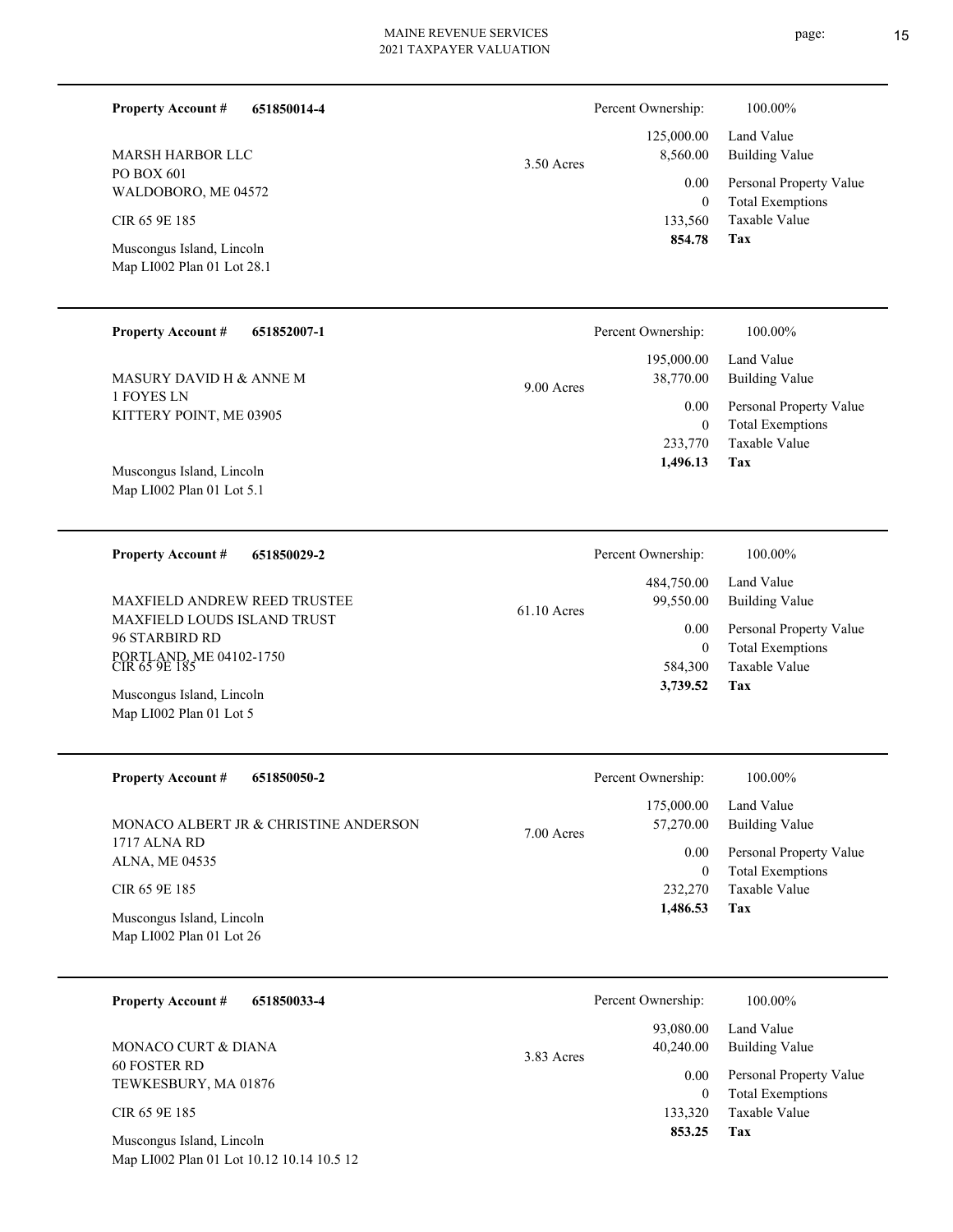**Property Account #** **651850014-4**

MARSH HARBOR LLC
PO BOX 601
WALDOBORO, ME 04572

CIR 65 9E 185

Muscongus Island, Lincoln
Map LI002 Plan 01 Lot 28.1

3.50 Acres

| Percent Ownership: | 100.00% |
|---|---|
| 125,000.00 | Land Value |
| 8,560.00 | Building Value |
| 0.00 | Personal Property Value |
| 0 | Total Exemptions |
| 133,560 | Taxable Value |
| **854.78** | **Tax** |

---

**Property Account #** **651852007-1**

MASURY DAVID H & ANNE M
1 FOYES LN
KITTERY POINT, ME 03905

Muscongus Island, Lincoln
Map LI002 Plan 01 Lot 5.1

9.00 Acres

| Percent Ownership: | 100.00% |
|---|---|
| 195,000.00 | Land Value |
| 38,770.00 | Building Value |
| 0.00 | Personal Property Value |
| 0 | Total Exemptions |
| 233,770 | Taxable Value |
| **1,496.13** | **Tax** |

---

**Property Account #** **651850029-2**

MAXFIELD ANDREW REED TRUSTEE
MAXFIELD LOUDS ISLAND TRUST
96 STARBIRD RD
PORTLAND, ME 04102-1750
CIR 65 9E 185

Muscongus Island, Lincoln
Map LI002 Plan 01 Lot 5

61.10 Acres

| Percent Ownership: | 100.00% |
|---|---|
| 484,750.00 | Land Value |
| 99,550.00 | Building Value |
| 0.00 | Personal Property Value |
| 0 | Total Exemptions |
| 584,300 | Taxable Value |
| **3,739.52** | **Tax** |

---

**Property Account #** **651850050-2**

MONACO ALBERT JR & CHRISTINE ANDERSON
1717 ALNA RD
ALNA, ME 04535

CIR 65 9E 185

Muscongus Island, Lincoln
Map LI002 Plan 01 Lot 26

7.00 Acres

| Percent Ownership: | 100.00% |
|---|---|
| 175,000.00 | Land Value |
| 57,270.00 | Building Value |
| 0.00 | Personal Property Value |
| 0 | Total Exemptions |
| 232,270 | Taxable Value |
| **1,486.53** | **Tax** |

---

**Property Account #** **651850033-4**

MONACO CURT & DIANA
60 FOSTER RD
TEWKESBURY, MA 01876

CIR 65 9E 185

Muscongus Island, Lincoln
Map LI002 Plan 01 Lot 10.12 10.14 10.5 12

3.83 Acres

| Percent Ownership: | 100.00% |
|---|---|
| 93,080.00 | Land Value |
| 40,240.00 | Building Value |
| 0.00 | Personal Property Value |
| 0 | Total Exemptions |
| 133,320 | Taxable Value |
| **853.25** | **Tax** |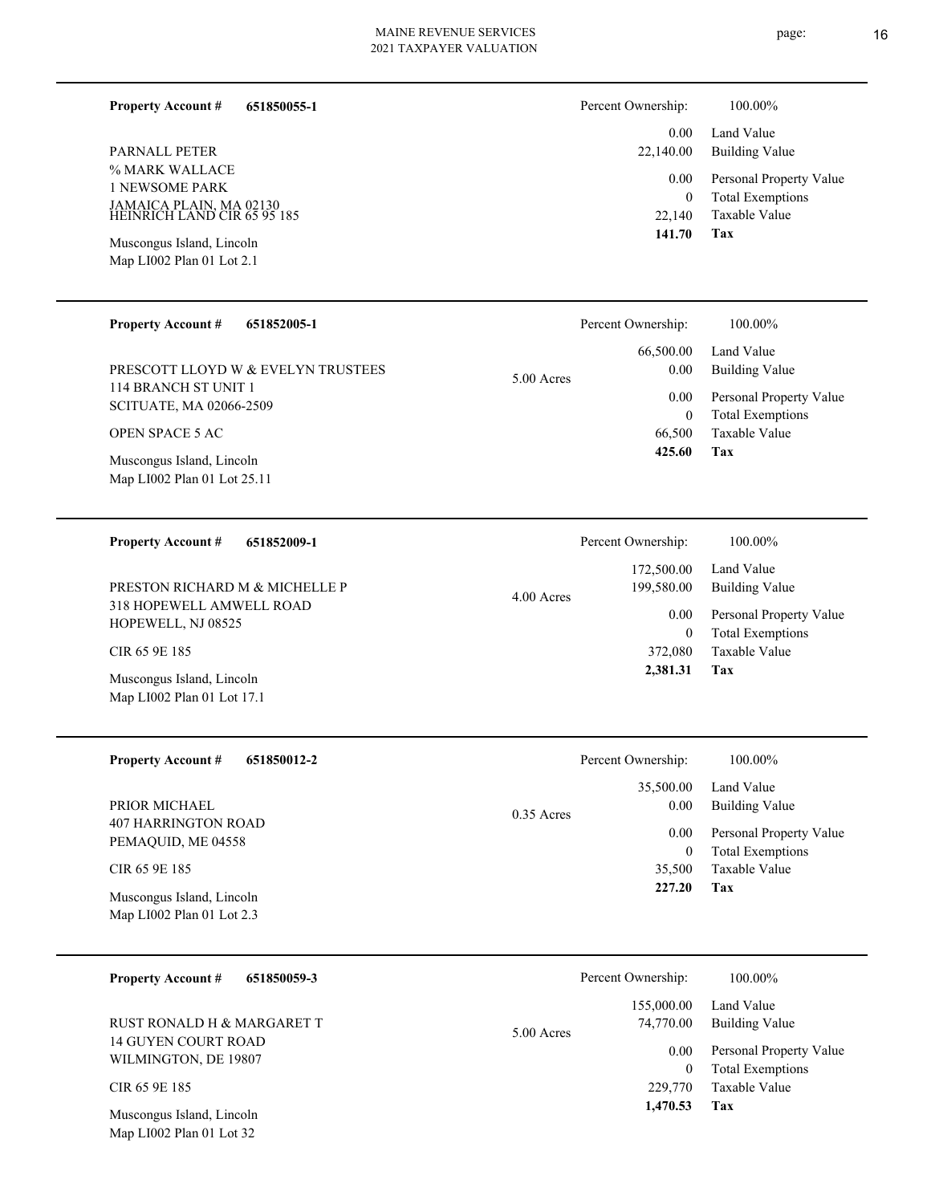**Property Account #** **651850055-1**

PARNALL PETER
% MARK WALLACE
1 NEWSOME PARK
JAMAICA PLAIN, MA 02130
HEINRICH LAND CIR 65 95 185

Muscongus Island, Lincoln
Map LI002 Plan 01 Lot 2.1

| Percent Ownership: | 100.00% |
|---|---|
| 0.00 | Land Value |
| 22,140.00 | Building Value |
| 0.00 | Personal Property Value |
| 0 | Total Exemptions |
| 22,140 | Taxable Value |
| **141.70** | **Tax** |

---

**Property Account #** **651852005-1**

PRESCOTT LLOYD W & EVELYN TRUSTEES
114 BRANCH ST UNIT 1
SCITUATE, MA 02066-2509

OPEN SPACE 5 AC

Muscongus Island, Lincoln
Map LI002 Plan 01 Lot 25.11

5.00 Acres

| Percent Ownership: | 100.00% |
|---|---|
| 66,500.00 | Land Value |
| 0.00 | Building Value |
| 0.00 | Personal Property Value |
| 0 | Total Exemptions |
| 66,500 | Taxable Value |
| **425.60** | **Tax** |

---

**Property Account #** **651852009-1**

PRESTON RICHARD M & MICHELLE P
318 HOPEWELL AMWELL ROAD
HOPEWELL, NJ 08525

CIR 65 9E 185

Muscongus Island, Lincoln
Map LI002 Plan 01 Lot 17.1

4.00 Acres

| Percent Ownership: | 100.00% |
|---|---|
| 172,500.00 | Land Value |
| 199,580.00 | Building Value |
| 0.00 | Personal Property Value |
| 0 | Total Exemptions |
| 372,080 | Taxable Value |
| **2,381.31** | **Tax** |

---

**Property Account #** **651850012-2**

PRIOR MICHAEL
407 HARRINGTON ROAD
PEMAQUID, ME 04558

CIR 65 9E 185

Muscongus Island, Lincoln
Map LI002 Plan 01 Lot 2.3

0.35 Acres

| Percent Ownership: | 100.00% |
|---|---|
| 35,500.00 | Land Value |
| 0.00 | Building Value |
| 0.00 | Personal Property Value |
| 0 | Total Exemptions |
| 35,500 | Taxable Value |
| **227.20** | **Tax** |

---

**Property Account #** **651850059-3**

RUST RONALD H & MARGARET T
14 GUYEN COURT ROAD
WILMINGTON, DE 19807

CIR 65 9E 185

Muscongus Island, Lincoln
Map LI002 Plan 01 Lot 32

5.00 Acres

| Percent Ownership: | 100.00% |
|---|---|
| 155,000.00 | Land Value |
| 74,770.00 | Building Value |
| 0.00 | Personal Property Value |
| 0 | Total Exemptions |
| 229,770 | Taxable Value |
| **1,470.53** | **Tax** |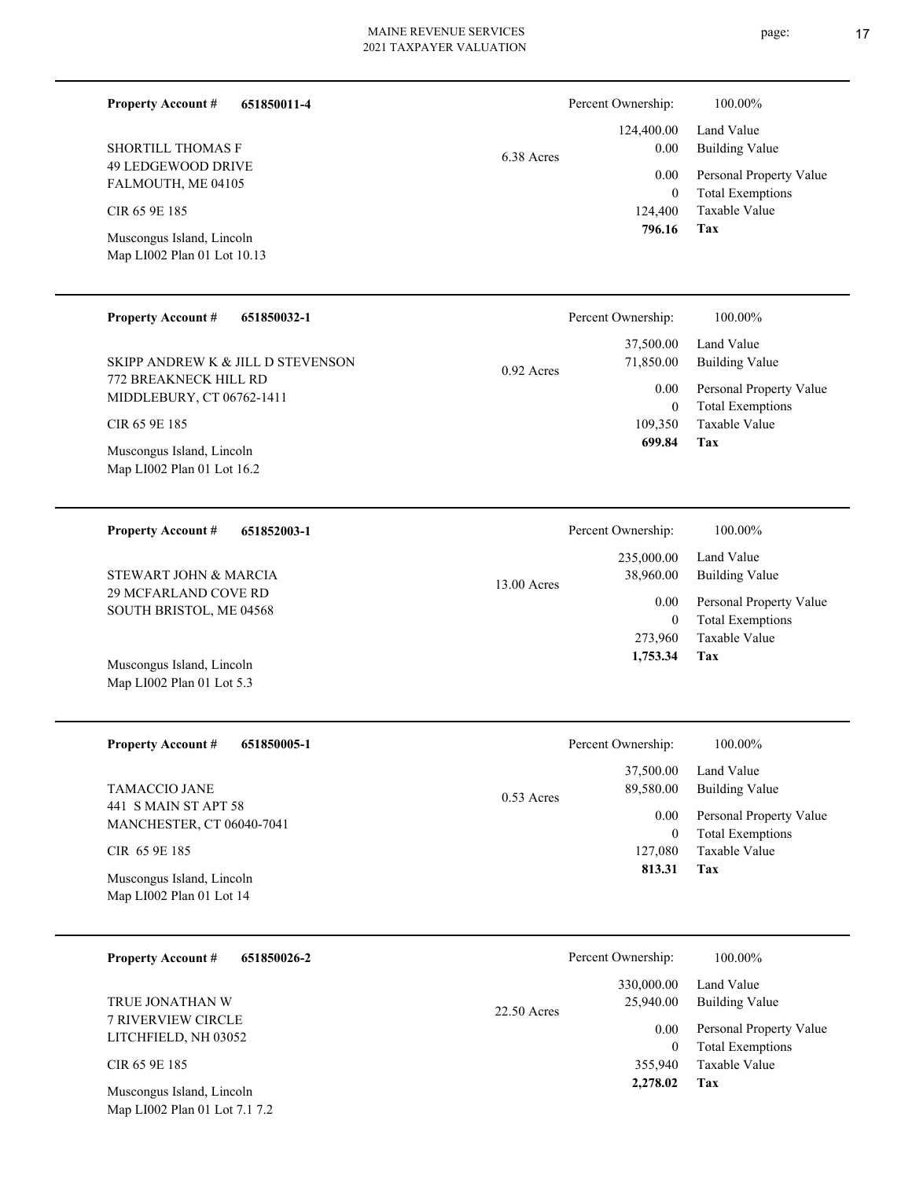**Property Account #** **651850011-4**

SHORTILL THOMAS F
49 LEDGEWOOD DRIVE
FALMOUTH, ME 04105

CIR 65 9E 185

Muscongus Island, Lincoln
Map LI002 Plan 01 Lot 10.13

6.38 Acres

| Percent Ownership: | 100.00% |
|---|---|
| 124,400.00 | Land Value |
| 0.00 | Building Value |
| 0.00 | Personal Property Value |
| 0 | Total Exemptions |
| 124,400 | Taxable Value |
| **796.16** | **Tax** |

---

**Property Account #** **651850032-1**

SKIPP ANDREW K & JILL D STEVENSON
772 BREAKNECK HILL RD
MIDDLEBURY, CT 06762-1411

CIR 65 9E 185

Muscongus Island, Lincoln
Map LI002 Plan 01 Lot 16.2

0.92 Acres

| Percent Ownership: | 100.00% |
|---|---|
| 37,500.00 | Land Value |
| 71,850.00 | Building Value |
| 0.00 | Personal Property Value |
| 0 | Total Exemptions |
| 109,350 | Taxable Value |
| **699.84** | **Tax** |

---

**Property Account #** **651852003-1**

STEWART JOHN & MARCIA
29 MCFARLAND COVE RD
SOUTH BRISTOL, ME 04568

Muscongus Island, Lincoln
Map LI002 Plan 01 Lot 5.3

13.00 Acres

| Percent Ownership: | 100.00% |
|---|---|
| 235,000.00 | Land Value |
| 38,960.00 | Building Value |
| 0.00 | Personal Property Value |
| 0 | Total Exemptions |
| 273,960 | Taxable Value |
| **1,753.34** | **Tax** |

---

**Property Account #** **651850005-1**

TAMACCIO JANE
441 S MAIN ST APT 58
MANCHESTER, CT 06040-7041

CIR 65 9E 185

Muscongus Island, Lincoln
Map LI002 Plan 01 Lot 14

0.53 Acres

| Percent Ownership: | 100.00% |
|---|---|
| 37,500.00 | Land Value |
| 89,580.00 | Building Value |
| 0.00 | Personal Property Value |
| 0 | Total Exemptions |
| 127,080 | Taxable Value |
| **813.31** | **Tax** |

---

**Property Account #** **651850026-2**

TRUE JONATHAN W
7 RIVERVIEW CIRCLE
LITCHFIELD, NH 03052

CIR 65 9E 185

Muscongus Island, Lincoln
Map LI002 Plan 01 Lot 7.1 7.2

22.50 Acres

| Percent Ownership: | 100.00% |
|---|---|
| 330,000.00 | Land Value |
| 25,940.00 | Building Value |
| 0.00 | Personal Property Value |
| 0 | Total Exemptions |
| 355,940 | Taxable Value |
| **2,278.02** | **Tax** |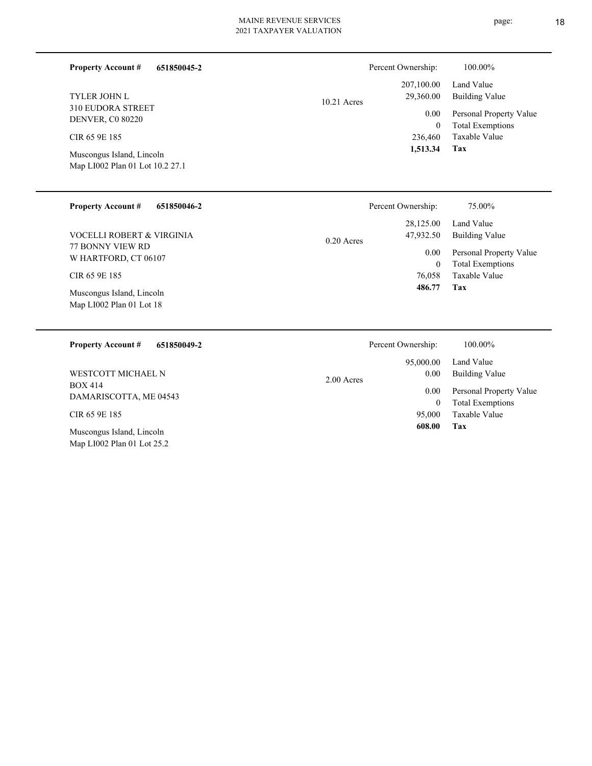**Property Account #** **651850045-2**

TYLER JOHN L
310 EUDORA STREET
DENVER, C0 80220

CIR 65 9E 185

Muscongus Island, Lincoln
Map LI002 Plan 01 Lot 10.2 27.1

10.21 Acres

| Percent Ownership: | 100.00% |
|---|---|
| 207,100.00 | Land Value |
| 29,360.00 | Building Value |
| 0.00 | Personal Property Value |
| 0 | Total Exemptions |
| 236,460 | Taxable Value |
| **1,513.34** | **Tax** |

---

**Property Account #** **651850046-2**

VOCELLI ROBERT & VIRGINIA
77 BONNY VIEW RD
W HARTFORD, CT 06107

CIR 65 9E 185

Muscongus Island, Lincoln
Map LI002 Plan 01 Lot 18

0.20 Acres

| Percent Ownership: | 75.00% |
|---|---|
| 28,125.00 | Land Value |
| 47,932.50 | Building Value |
| 0.00 | Personal Property Value |
| 0 | Total Exemptions |
| 76,058 | Taxable Value |
| **486.77** | **Tax** |

---

**Property Account #** **651850049-2**

WESTCOTT MICHAEL N
BOX 414
DAMARISCOTTA, ME 04543

CIR 65 9E 185

Muscongus Island, Lincoln
Map LI002 Plan 01 Lot 25.2

2.00 Acres

| Percent Ownership: | 100.00% |
|---|---|
| 95,000.00 | Land Value |
| 0.00 | Building Value |
| 0.00 | Personal Property Value |
| 0 | Total Exemptions |
| 95,000 | Taxable Value |
| **608.00** | **Tax** |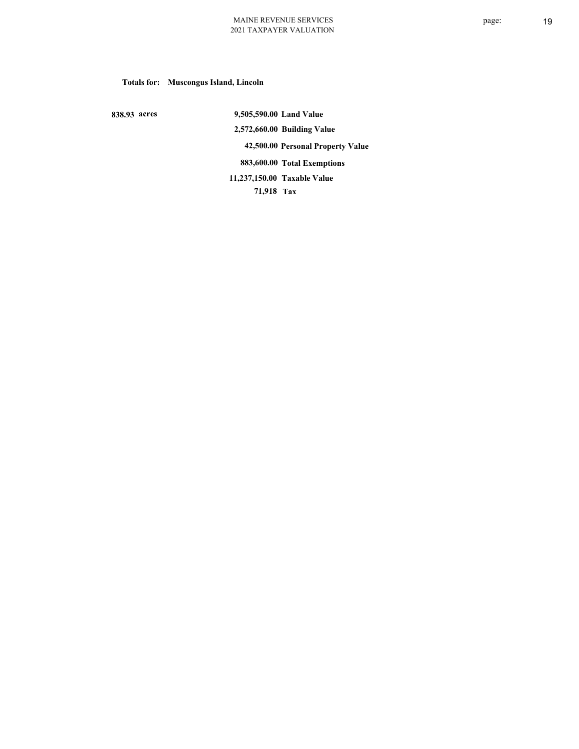**Totals for: Muscongus Island, Lincoln**

| | | |
|---|---|---|
| **838.93 acres** | **9,505,590.00** | **Land Value** |
| | **2,572,660.00** | **Building Value** |
| | **42,500.00** | **Personal Property Value** |
| | **883,600.00** | **Total Exemptions** |
| | **11,237,150.00** | **Taxable Value** |
| | **71,918** | **Tax** |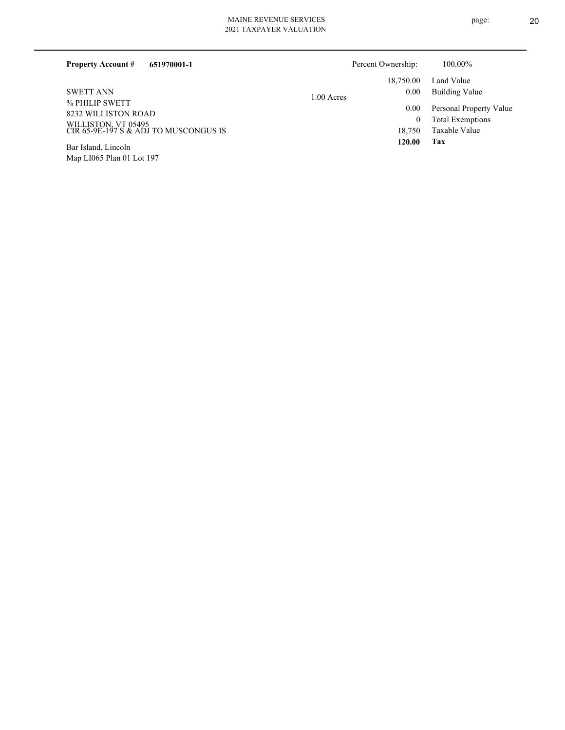**Property Account #** **651970001-1**

Percent Ownership: 100.00%

SWETT ANN
% PHILIP SWETT
8232 WILLISTON ROAD
WILLISTON, VT 05495
CIR 65-9E-197 S & ADJ TO MUSCONGUS IS

Bar Island, Lincoln
Map LI065 Plan 01 Lot 197

1.00 Acres

| | |
|---|---|
| 18,750.00 | Land Value |
| 0.00 | Building Value |
| 0.00 | Personal Property Value |
| 0 | Total Exemptions |
| 18,750 | Taxable Value |
| **120.00** | **Tax** |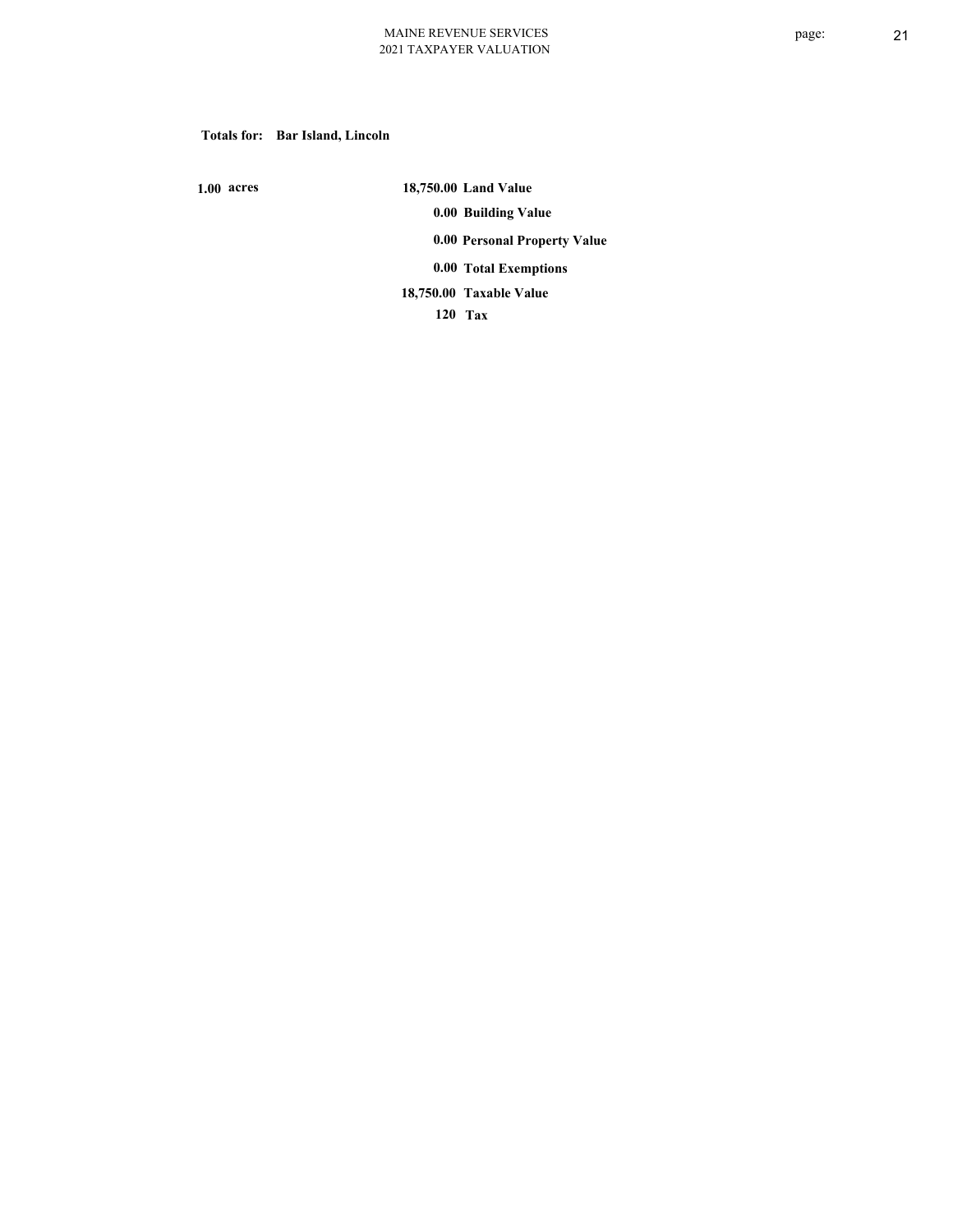**Totals for: Bar Island, Lincoln**

**1.00 acres**

| | |
|---|---|
| **18,750.00** | **Land Value** |
| **0.00** | **Building Value** |
| **0.00** | **Personal Property Value** |
| **0.00** | **Total Exemptions** |
| **18,750.00** | **Taxable Value** |
| **120** | **Tax** |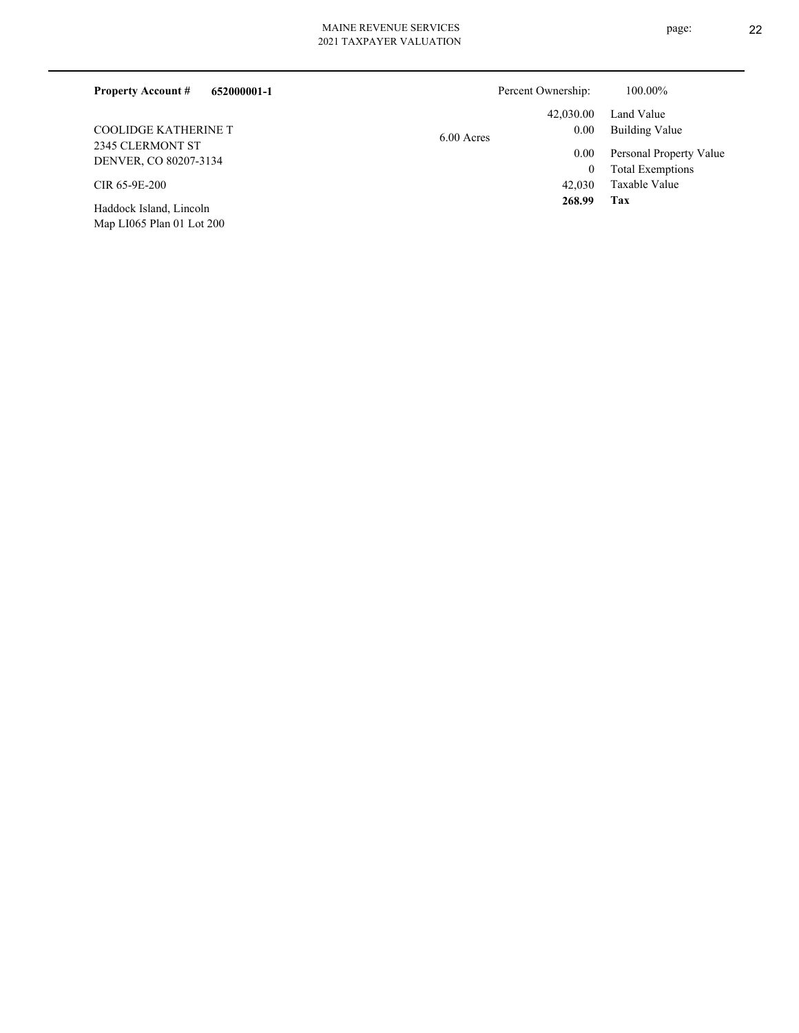**Property Account #** **652000001-1**

COOLIDGE KATHERINE T
2345 CLERMONT ST
DENVER, CO 80207-3134

CIR 65-9E-200

Haddock Island, Lincoln
Map LI065 Plan 01 Lot 200

6.00 Acres

| Percent Ownership: | 100.00% |
|---|---|
| 42,030.00 | Land Value |
| 0.00 | Building Value |
| 0.00 | Personal Property Value |
| 0 | Total Exemptions |
| 42,030 | Taxable Value |
| **268.99** | **Tax** |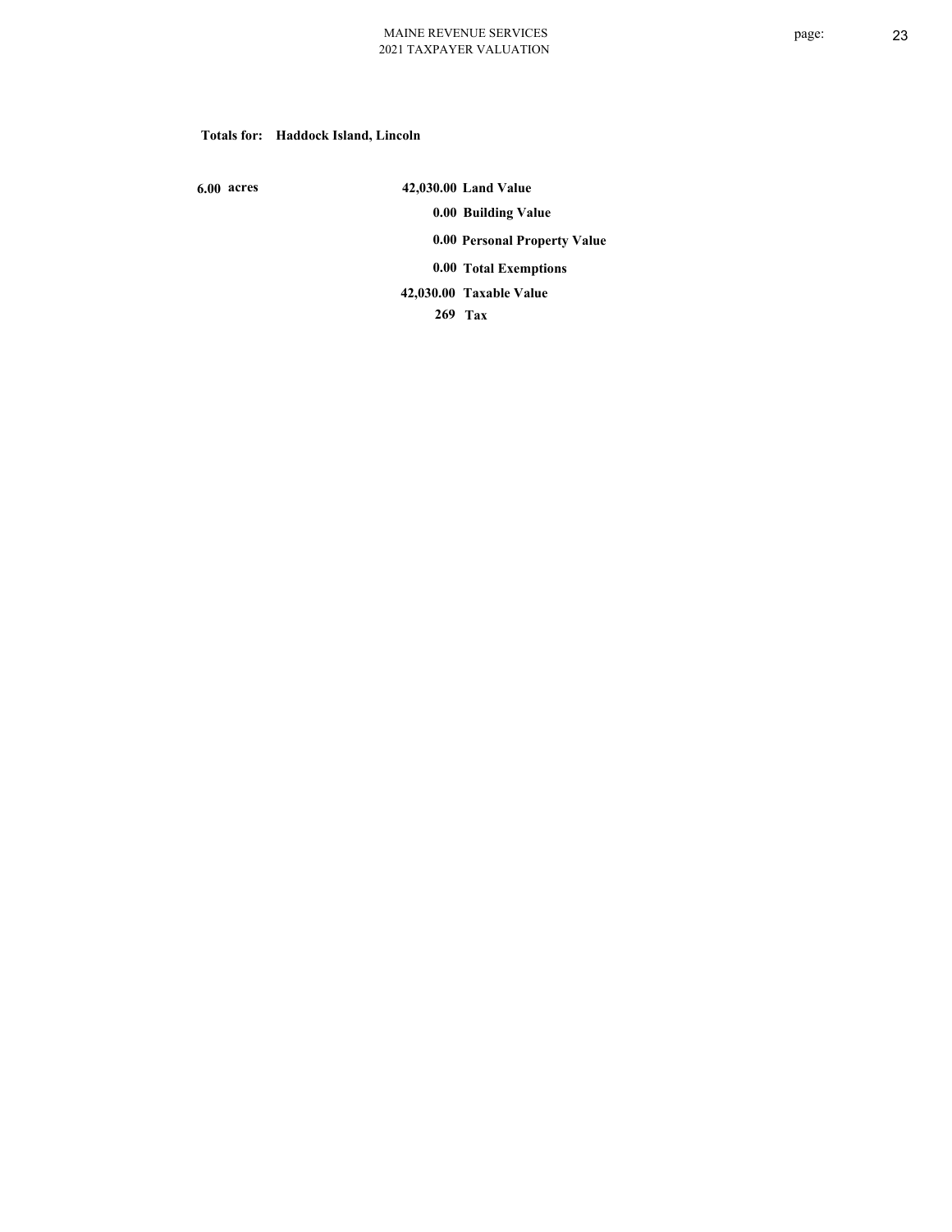**Totals for: Haddock Island, Lincoln**

| | | |
|---|---|---|
| **6.00 acres** | **42,030.00** | **Land Value** |
| | **0.00** | **Building Value** |
| | **0.00** | **Personal Property Value** |
| | **0.00** | **Total Exemptions** |
| | **42,030.00** | **Taxable Value** |
| | **269** | **Tax** |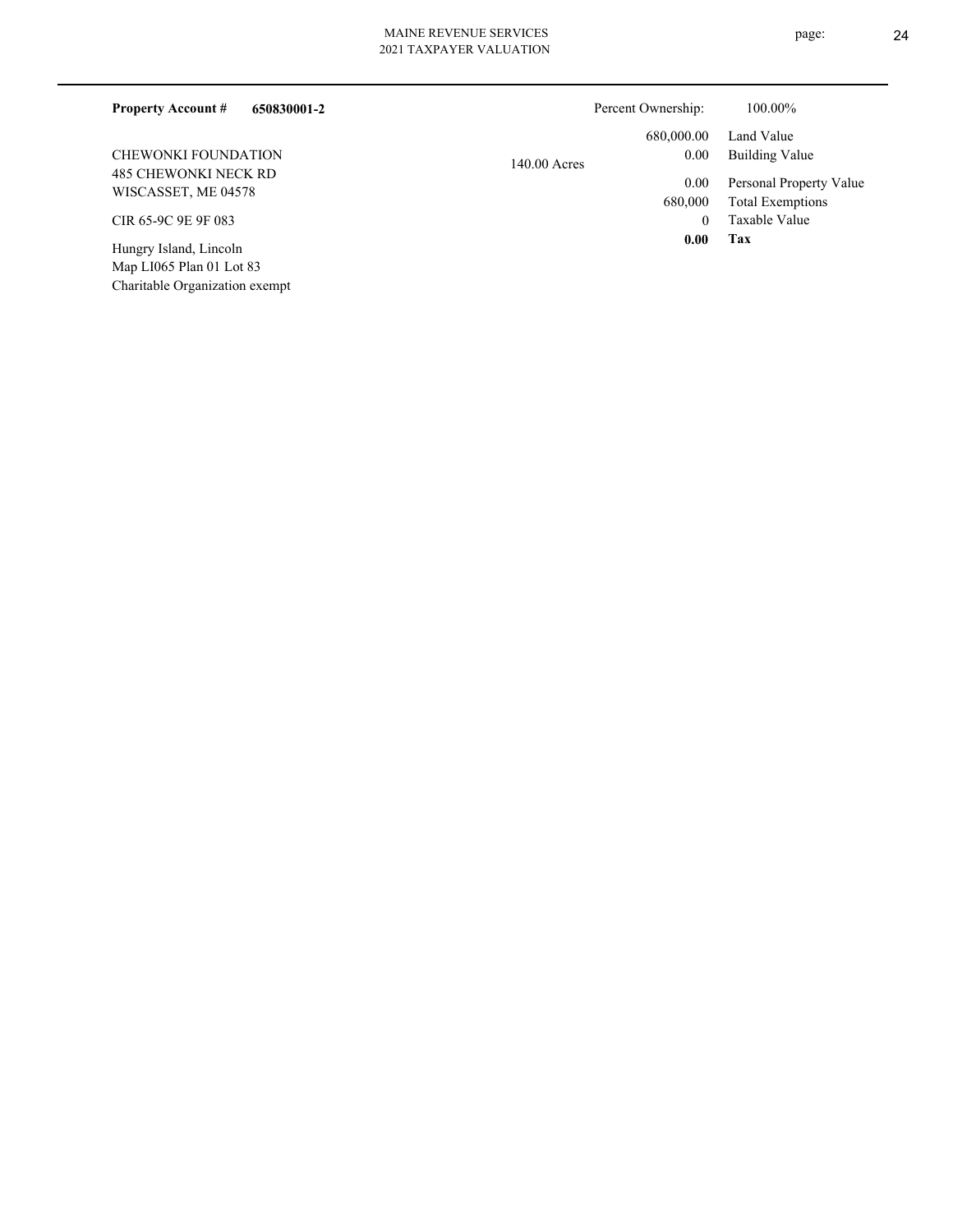**Property Account #** **650830001-2**

Percent Ownership: 100.00%

CHEWONKI FOUNDATION
485 CHEWONKI NECK RD
WISCASSET, ME 04578

CIR 65-9C 9E 9F 083

Hungry Island, Lincoln
Map LI065 Plan 01 Lot 83
Charitable Organization exempt

140.00 Acres

| | |
|---|---|
| 680,000.00 | Land Value |
| 0.00 | Building Value |
| 0.00 | Personal Property Value |
| 680,000 | Total Exemptions |
| 0 | Taxable Value |
| **0.00** | **Tax** |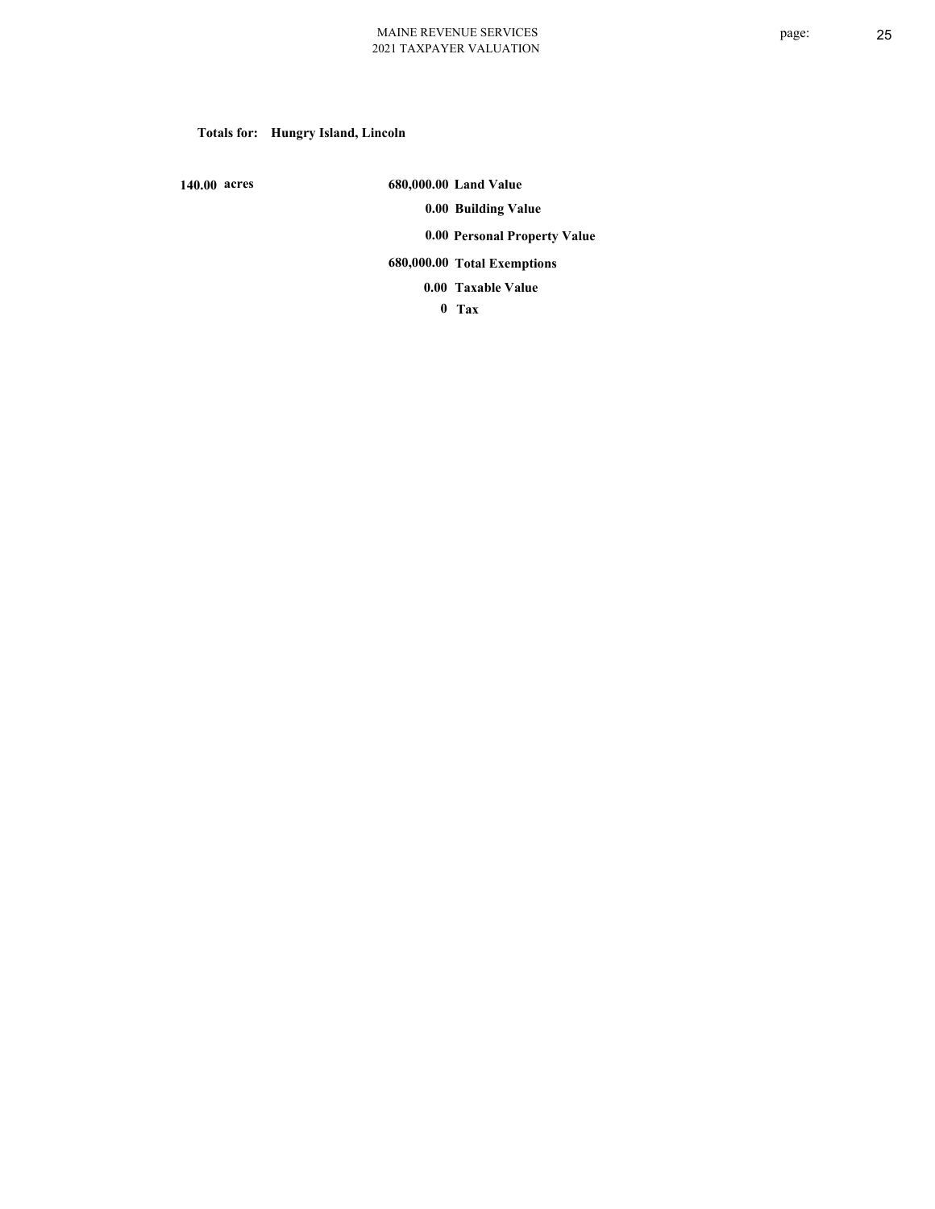**Totals for: Hungry Island, Lincoln**

**140.00 acres**

| | |
|---|---|
| **680,000.00** | **Land Value** |
| **0.00** | **Building Value** |
| **0.00** | **Personal Property Value** |
| **680,000.00** | **Total Exemptions** |
| **0.00** | **Taxable Value** |
| **0** | **Tax** |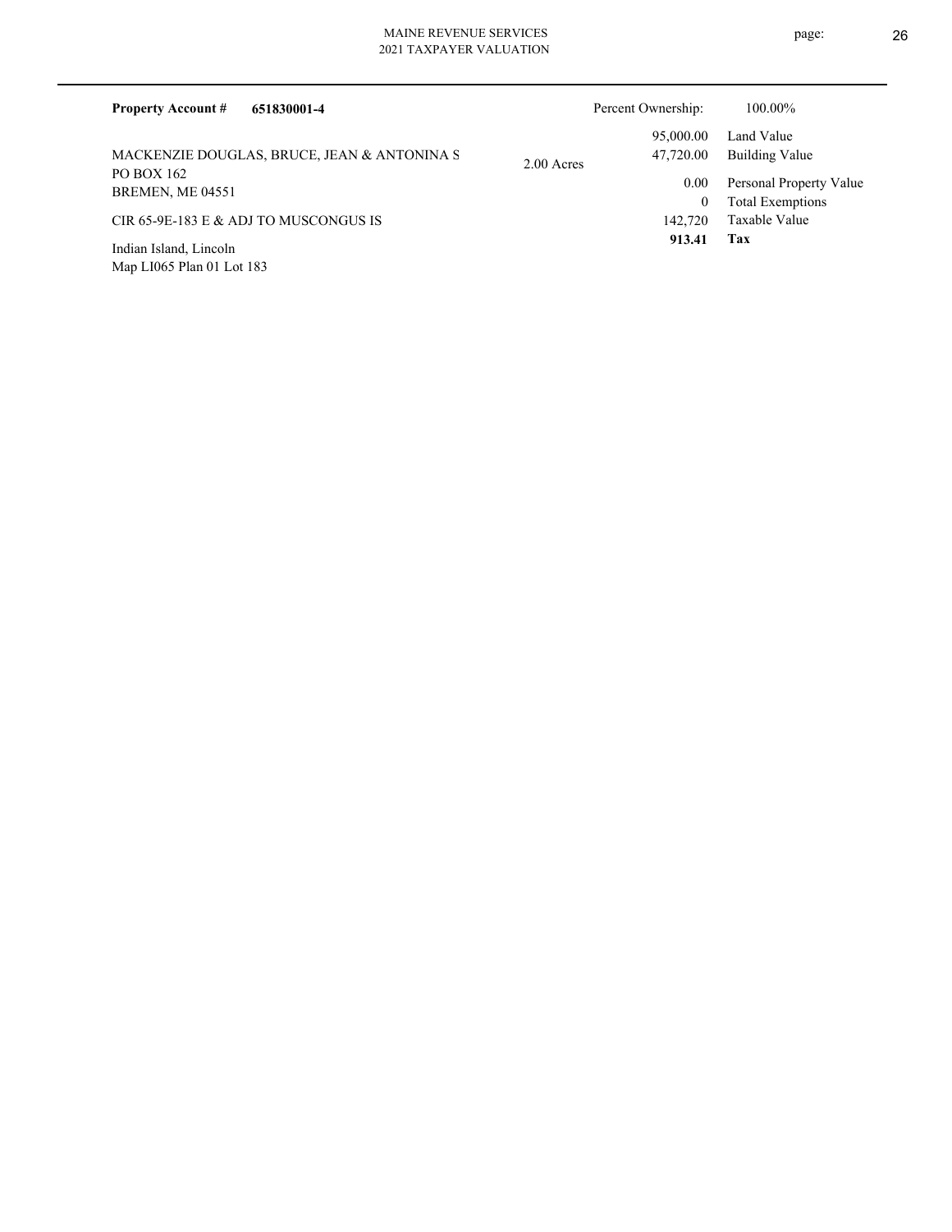**Property Account #** **651830001-4**

Percent Ownership: 100.00%

MACKENZIE DOUGLAS, BRUCE, JEAN & ANTONINA S
PO BOX 162
BREMEN, ME 04551

CIR 65-9E-183 E & ADJ TO MUSCONGUS IS

Indian Island, Lincoln
Map LI065 Plan 01 Lot 183

2.00 Acres

| | |
|---|---|
| 95,000.00 | Land Value |
| 47,720.00 | Building Value |
| 0.00 | Personal Property Value |
| 0 | Total Exemptions |
| 142,720 | Taxable Value |
| **913.41** | **Tax** |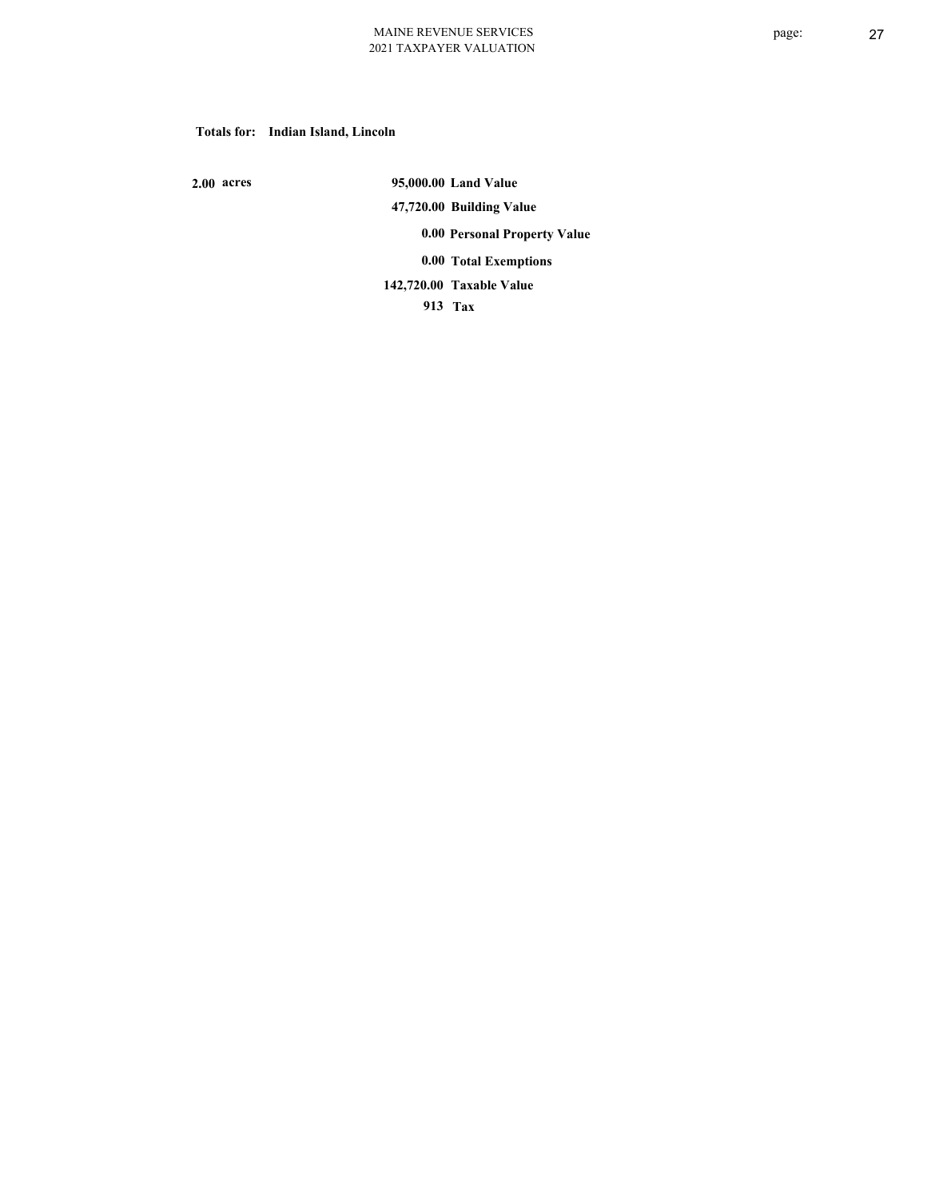**Totals for: Indian Island, Lincoln**

| | | |
|---|---|---|
| 2.00 acres | 95,000.00 | Land Value |
| | 47,720.00 | Building Value |
| | 0.00 | Personal Property Value |
| | 0.00 | Total Exemptions |
| | 142,720.00 | Taxable Value |
| | 913 | Tax |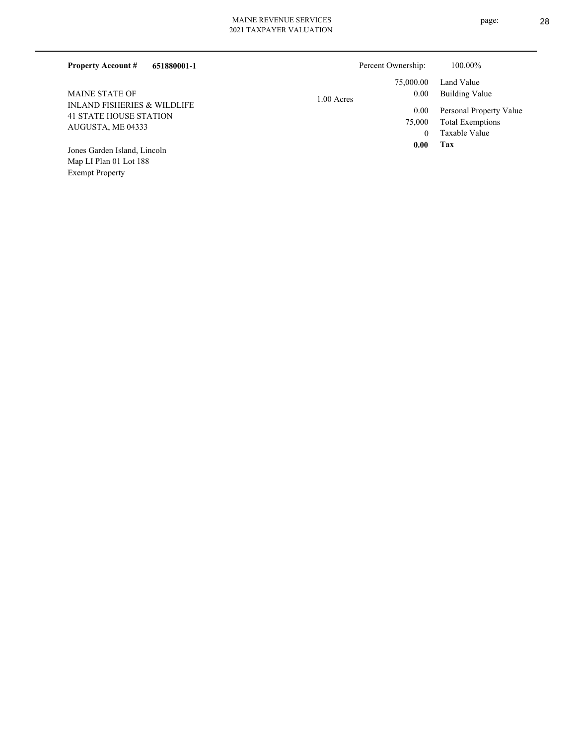**Property Account #** **651880001-1**

Percent Ownership: 100.00%

MAINE STATE OF
INLAND FISHERIES & WILDLIFE
41 STATE HOUSE STATION
AUGUSTA, ME 04333

Jones Garden Island, Lincoln
Map LI Plan 01 Lot 188
Exempt Property

1.00 Acres

| | |
|---:|---|
| 75,000.00 | Land Value |
| 0.00 | Building Value |
| 0.00 | Personal Property Value |
| 75,000 | Total Exemptions |
| 0 | Taxable Value |
| **0.00** | **Tax** |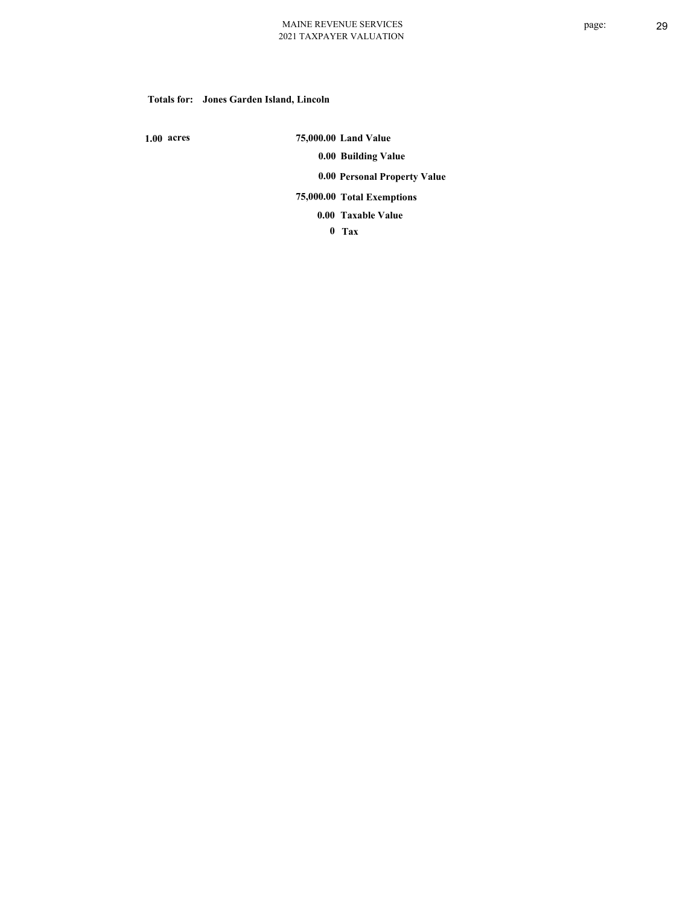**Totals for: Jones Garden Island, Lincoln**

**1.00 acres**

| | |
|---|---|
| **75,000.00** | **Land Value** |
| **0.00** | **Building Value** |
| **0.00** | **Personal Property Value** |
| **75,000.00** | **Total Exemptions** |
| **0.00** | **Taxable Value** |
| **0** | **Tax** |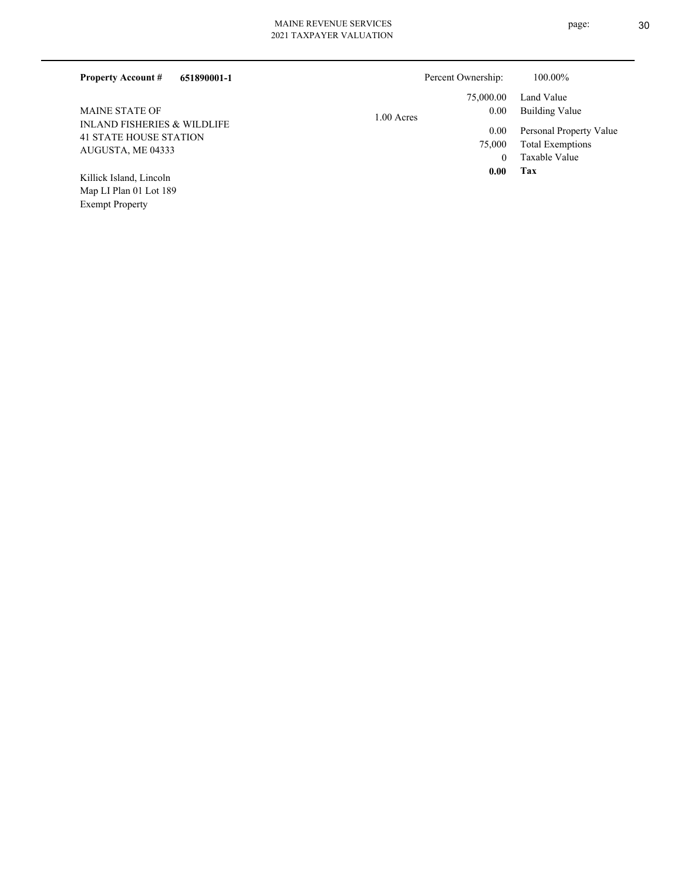**Property Account #** **651890001-1**

MAINE STATE OF
INLAND FISHERIES & WILDLIFE
41 STATE HOUSE STATION
AUGUSTA, ME 04333

Killick Island, Lincoln
Map LI Plan 01 Lot 189
Exempt Property

1.00 Acres

| | |
|---|---|
| Percent Ownership: | 100.00% |
| 75,000.00 | Land Value |
| 0.00 | Building Value |
| 0.00 | Personal Property Value |
| 75,000 | Total Exemptions |
| 0 | Taxable Value |
| **0.00** | **Tax** |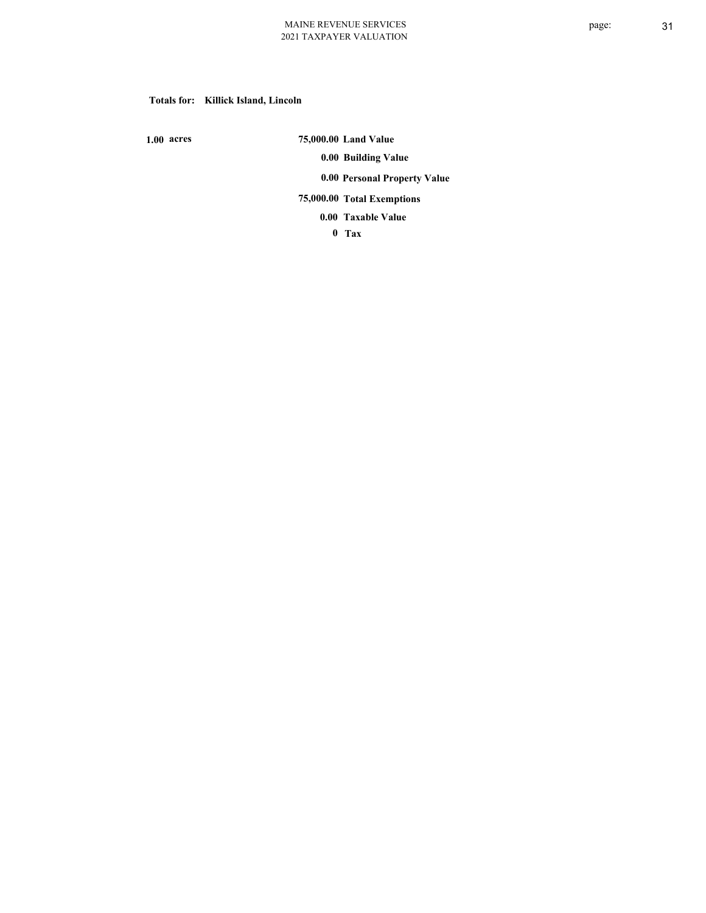**Totals for: Killick Island, Lincoln**

**1.00 acres**

| | |
|---|---|
| **75,000.00** | **Land Value** |
| **0.00** | **Building Value** |
| **0.00** | **Personal Property Value** |
| **75,000.00** | **Total Exemptions** |
| **0.00** | **Taxable Value** |
| **0** | **Tax** |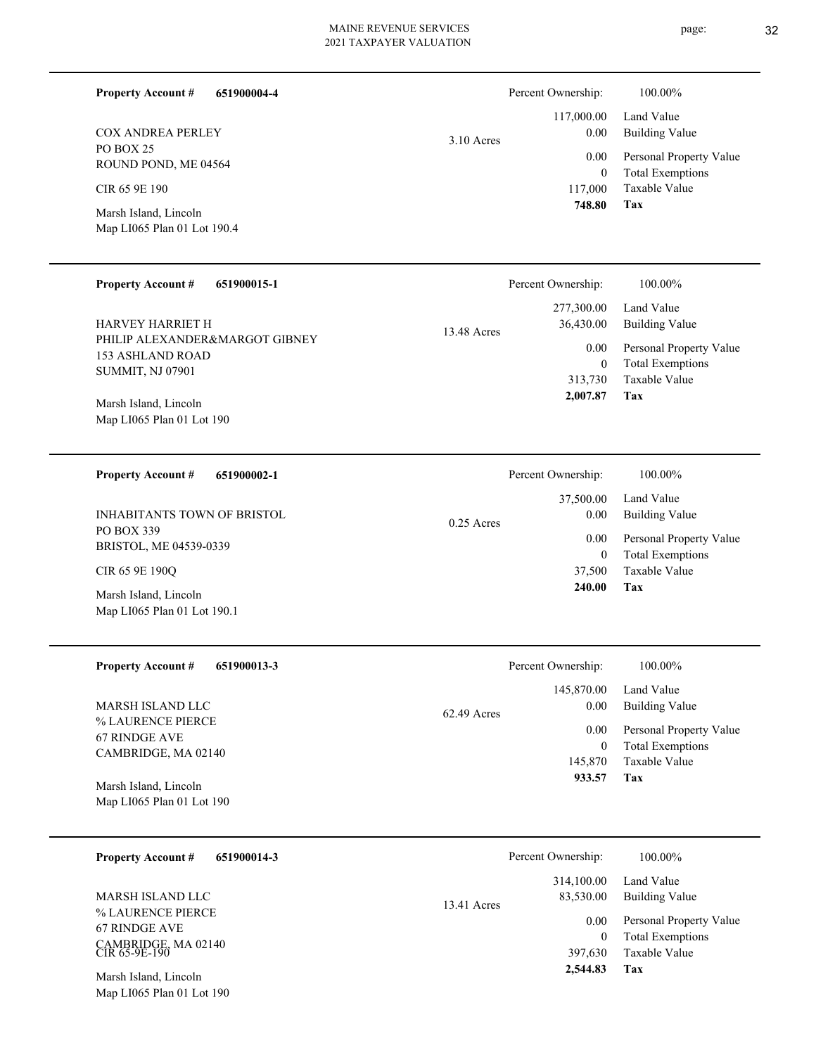**Property Account #** **651900004-4**

COX ANDREA PERLEY
PO BOX 25
ROUND POND, ME 04564

CIR 65 9E 190

Marsh Island, Lincoln
Map LI065 Plan 01 Lot 190.4

3.10 Acres

| Percent Ownership: | 100.00% |
|---|---|
| 117,000.00 | Land Value |
| 0.00 | Building Value |
| 0.00 | Personal Property Value |
| 0 | Total Exemptions |
| 117,000 | Taxable Value |
| **748.80** | **Tax** |

---

**Property Account #** **651900015-1**

HARVEY HARRIET H
PHILIP ALEXANDER&MARGOT GIBNEY
153 ASHLAND ROAD
SUMMIT, NJ 07901

Marsh Island, Lincoln
Map LI065 Plan 01 Lot 190

13.48 Acres

| Percent Ownership: | 100.00% |
|---|---|
| 277,300.00 | Land Value |
| 36,430.00 | Building Value |
| 0.00 | Personal Property Value |
| 0 | Total Exemptions |
| 313,730 | Taxable Value |
| **2,007.87** | **Tax** |

---

**Property Account #** **651900002-1**

INHABITANTS TOWN OF BRISTOL
PO BOX 339
BRISTOL, ME 04539-0339

CIR 65 9E 190Q

Marsh Island, Lincoln
Map LI065 Plan 01 Lot 190.1

0.25 Acres

| Percent Ownership: | 100.00% |
|---|---|
| 37,500.00 | Land Value |
| 0.00 | Building Value |
| 0.00 | Personal Property Value |
| 0 | Total Exemptions |
| 37,500 | Taxable Value |
| **240.00** | **Tax** |

---

**Property Account #** **651900013-3**

MARSH ISLAND LLC
% LAURENCE PIERCE
67 RINDGE AVE
CAMBRIDGE, MA 02140

Marsh Island, Lincoln
Map LI065 Plan 01 Lot 190

62.49 Acres

| Percent Ownership: | 100.00% |
|---|---|
| 145,870.00 | Land Value |
| 0.00 | Building Value |
| 0.00 | Personal Property Value |
| 0 | Total Exemptions |
| 145,870 | Taxable Value |
| **933.57** | **Tax** |

---

**Property Account #** **651900014-3**

MARSH ISLAND LLC
% LAURENCE PIERCE
67 RINDGE AVE
CAMBRIDGE, MA 02140

CIR 65-9E-190

Marsh Island, Lincoln
Map LI065 Plan 01 Lot 190

13.41 Acres

| Percent Ownership: | 100.00% |
|---|---|
| 314,100.00 | Land Value |
| 83,530.00 | Building Value |
| 0.00 | Personal Property Value |
| 0 | Total Exemptions |
| 397,630 | Taxable Value |
| **2,544.83** | **Tax** |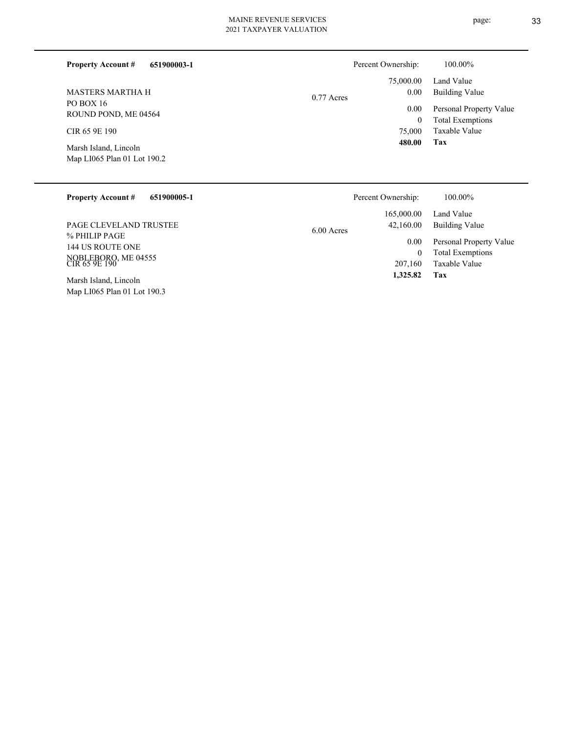**Property Account #** **651900003-1**

MASTERS MARTHA H
PO BOX 16
ROUND POND, ME 04564

CIR 65 9E 190

Marsh Island, Lincoln
Map LI065 Plan 01 Lot 190.2

0.77 Acres

| | |
|---|---|
| Percent Ownership: | 100.00% |
| 75,000.00 | Land Value |
| 0.00 | Building Value |
| 0.00 | Personal Property Value |
| 0 | Total Exemptions |
| 75,000 | Taxable Value |
| **480.00** | **Tax** |

---

**Property Account #** **651900005-1**

PAGE CLEVELAND TRUSTEE
% PHILIP PAGE
144 US ROUTE ONE
NOBLEBORO, ME 04555

CIR 65 9E 190

Marsh Island, Lincoln
Map LI065 Plan 01 Lot 190.3

6.00 Acres

| | |
|---|---|
| Percent Ownership: | 100.00% |
| 165,000.00 | Land Value |
| 42,160.00 | Building Value |
| 0.00 | Personal Property Value |
| 0 | Total Exemptions |
| 207,160 | Taxable Value |
| **1,325.82** | **Tax** |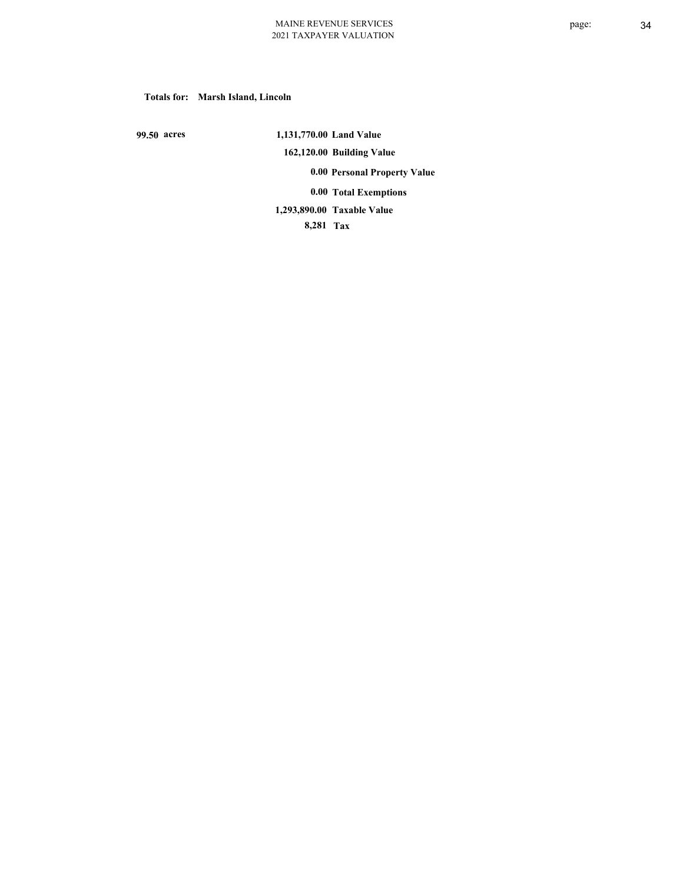**Totals for: Marsh Island, Lincoln**

| | | |
|---|---|---|
| 99.50 acres | 1,131,770.00 | Land Value |
| | 162,120.00 | Building Value |
| | 0.00 | Personal Property Value |
| | 0.00 | Total Exemptions |
| | 1,293,890.00 | Taxable Value |
| | 8,281 | Tax |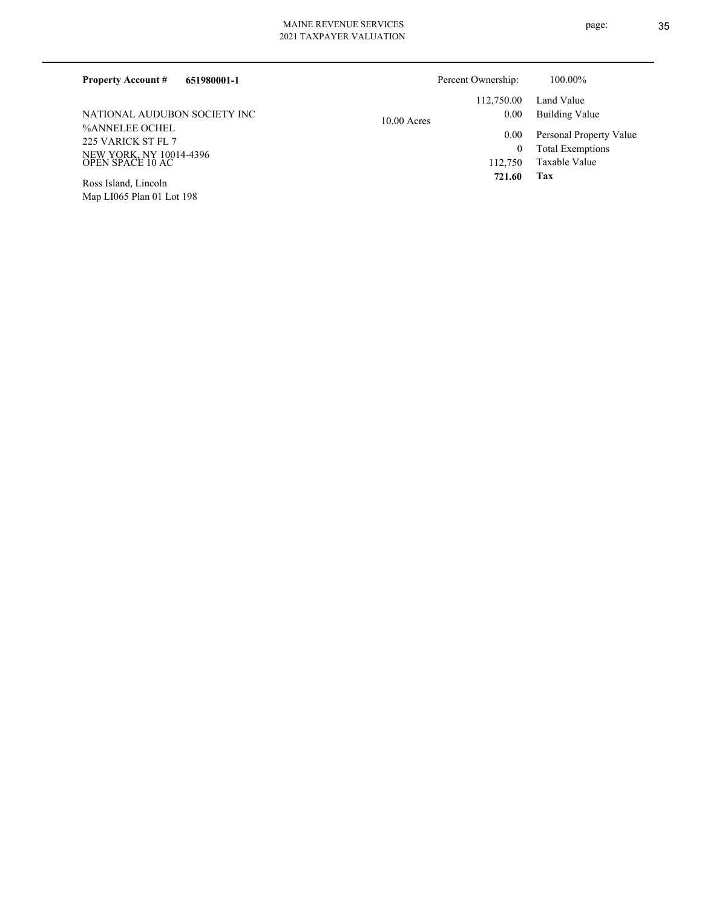**Property Account #** **651980001-1**

Percent Ownership: 100.00%

NATIONAL AUDUBON SOCIETY INC
%ANNELEE OCHEL
225 VARICK ST FL 7
NEW YORK, NY 10014-4396
OPEN SPACE 10 AC

Ross Island, Lincoln
Map LI065 Plan 01 Lot 198

10.00 Acres

| | |
|---|---|
| 112,750.00 | Land Value |
| 0.00 | Building Value |
| 0.00 | Personal Property Value |
| 0 | Total Exemptions |
| 112,750 | Taxable Value |
| **721.60** | **Tax** |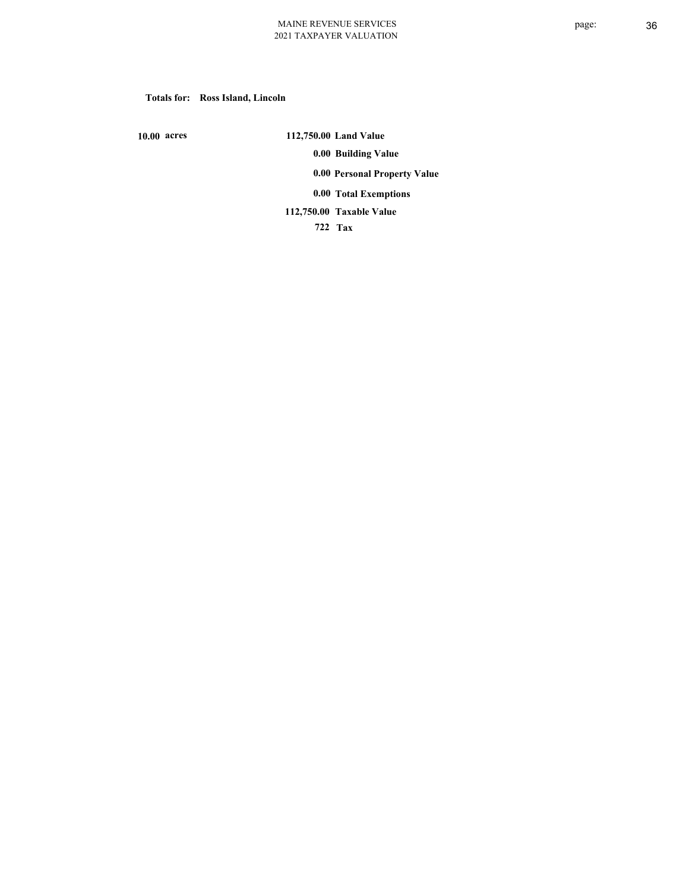**Totals for: Ross Island, Lincoln**

| | | |
|---|---|---|
| **10.00 acres** | **112,750.00** | **Land Value** |
| | **0.00** | **Building Value** |
| | **0.00** | **Personal Property Value** |
| | **0.00** | **Total Exemptions** |
| | **112,750.00** | **Taxable Value** |
| | **722** | **Tax** |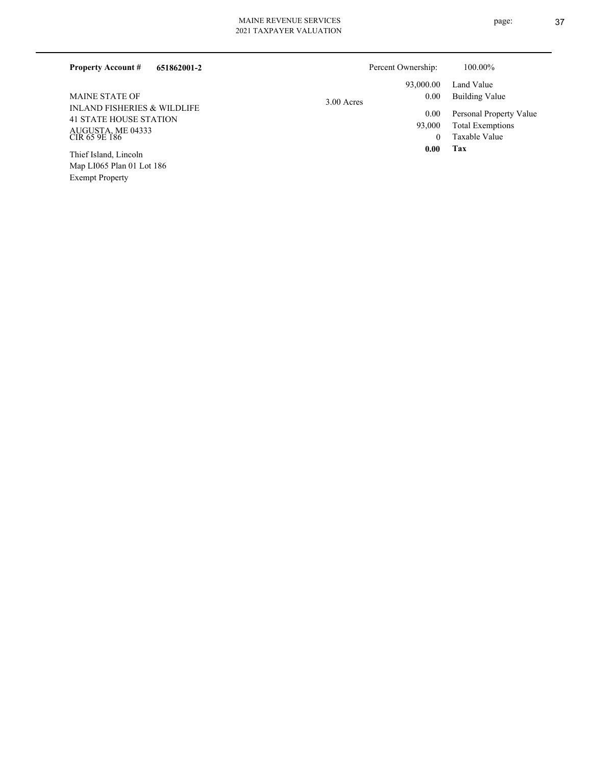**Property Account #** **651862001-2**

MAINE STATE OF
INLAND FISHERIES & WILDLIFE
41 STATE HOUSE STATION
AUGUSTA, ME 04333
CIR 65 9E 186

Thief Island, Lincoln
Map LI065 Plan 01 Lot 186
Exempt Property

3.00 Acres

| | | |
|---|---|---|
| Percent Ownership: | | 100.00% |
| | 93,000.00 | Land Value |
| | 0.00 | Building Value |
| | 0.00 | Personal Property Value |
| | 93,000 | Total Exemptions |
| | 0 | Taxable Value |
| | **0.00** | **Tax** |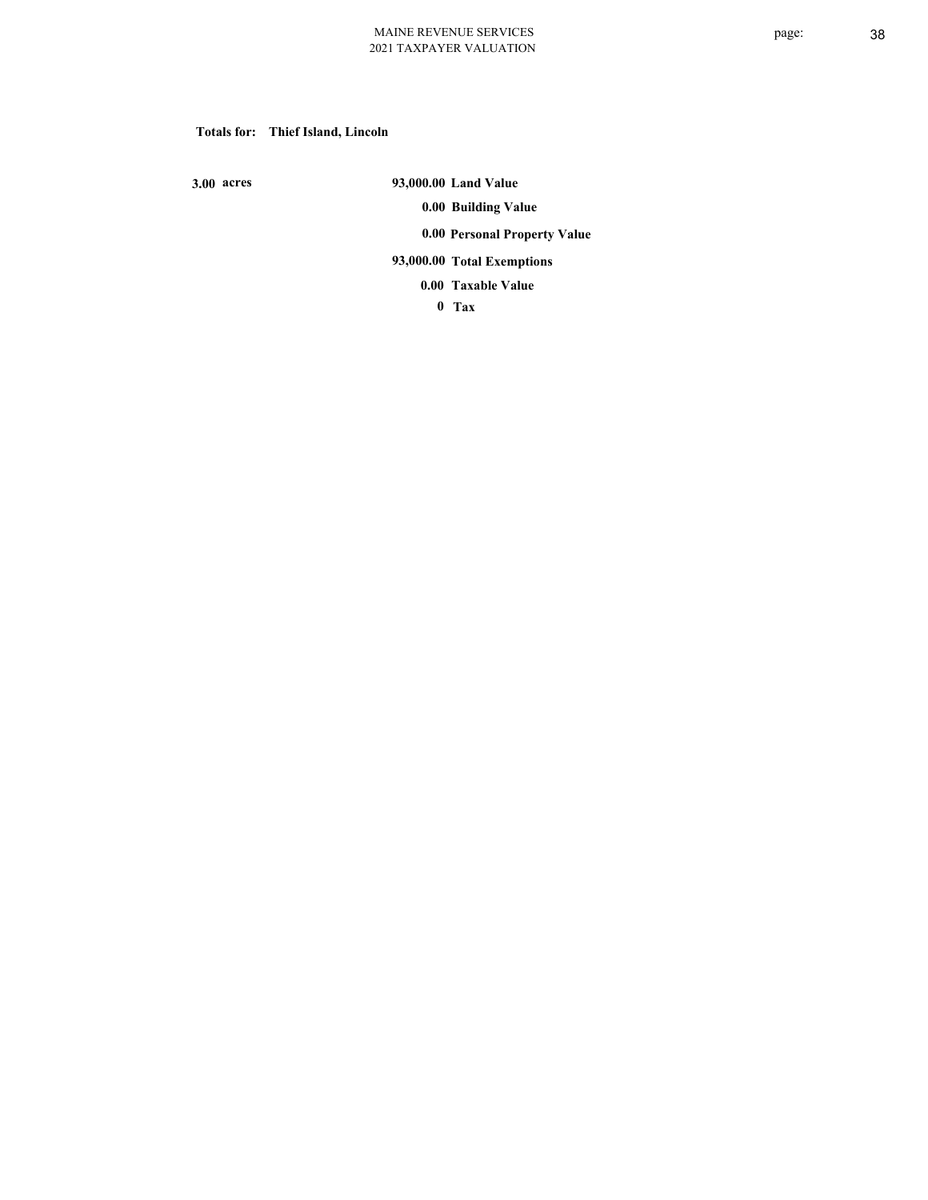**Totals for: Thief Island, Lincoln**

| | | |
|---|---|---|
| **3.00 acres** | **93,000.00** | **Land Value** |
| | **0.00** | **Building Value** |
| | **0.00** | **Personal Property Value** |
| | **93,000.00** | **Total Exemptions** |
| | **0.00** | **Taxable Value** |
| | **0** | **Tax** |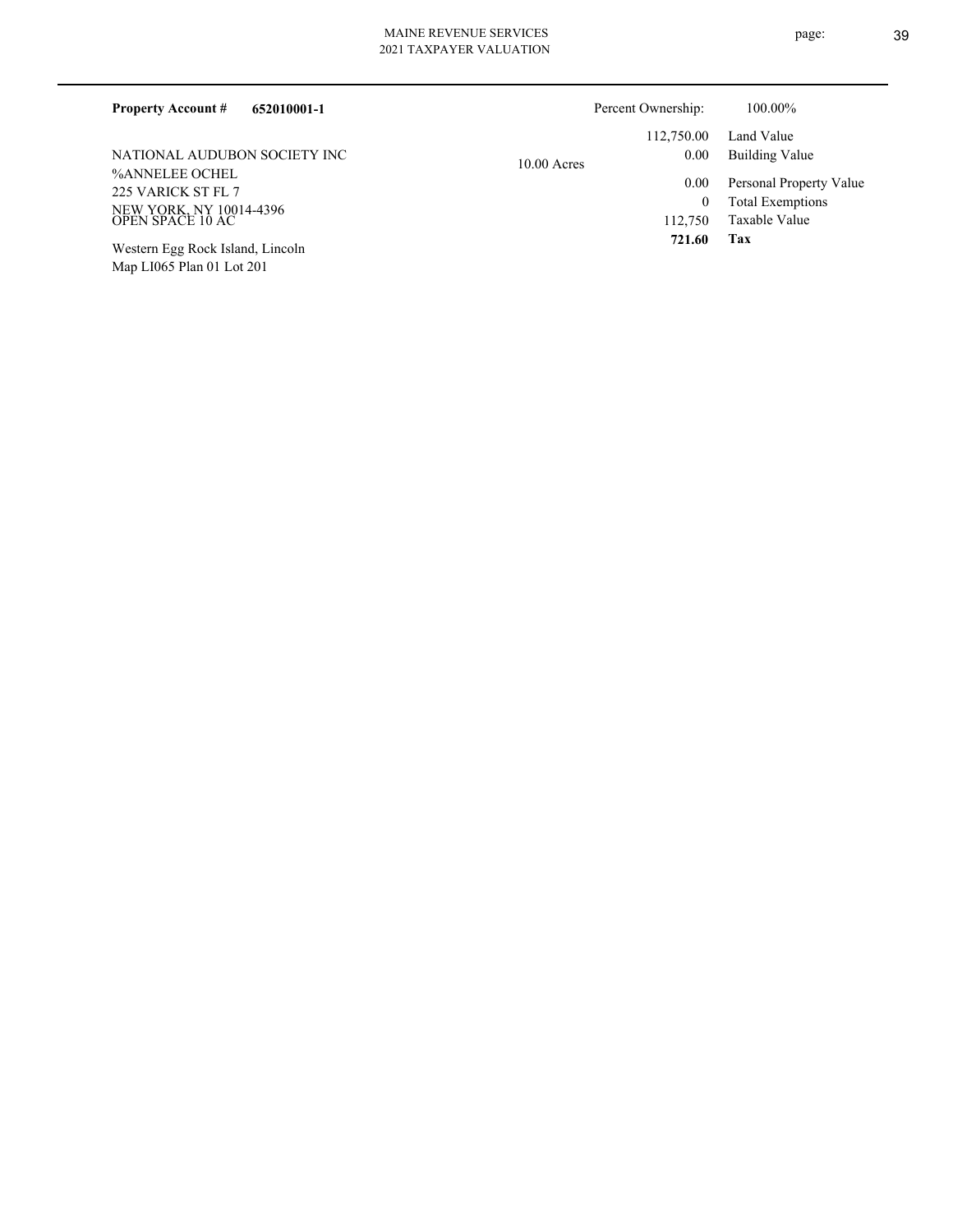**Property Account #** **652010001-1**

Percent Ownership: 100.00%

NATIONAL AUDUBON SOCIETY INC
%ANNELEE OCHEL
225 VARICK ST FL 7
NEW YORK, NY 10014-4396
OPEN SPACE 10 AC

Western Egg Rock Island, Lincoln
Map LI065 Plan 01 Lot 201

10.00 Acres

| | |
|---|---|
| 112,750.00 | Land Value |
| 0.00 | Building Value |
| 0.00 | Personal Property Value |
| 0 | Total Exemptions |
| 112,750 | Taxable Value |
| **721.60** | **Tax** |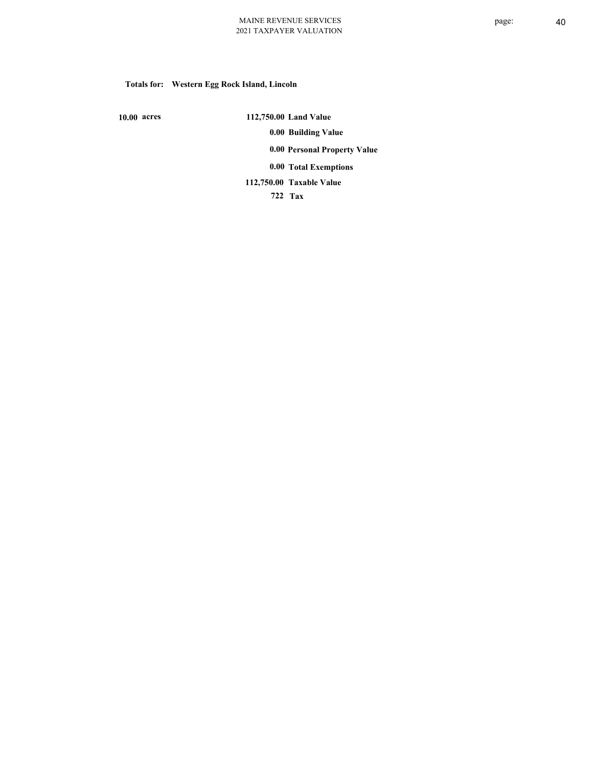**Totals for: Western Egg Rock Island, Lincoln**

| | | |
|---|---|---|
| **10.00 acres** | **112,750.00** | **Land Value** |
| | **0.00** | **Building Value** |
| | **0.00** | **Personal Property Value** |
| | **0.00** | **Total Exemptions** |
| | **112,750.00** | **Taxable Value** |
| | **722** | **Tax** |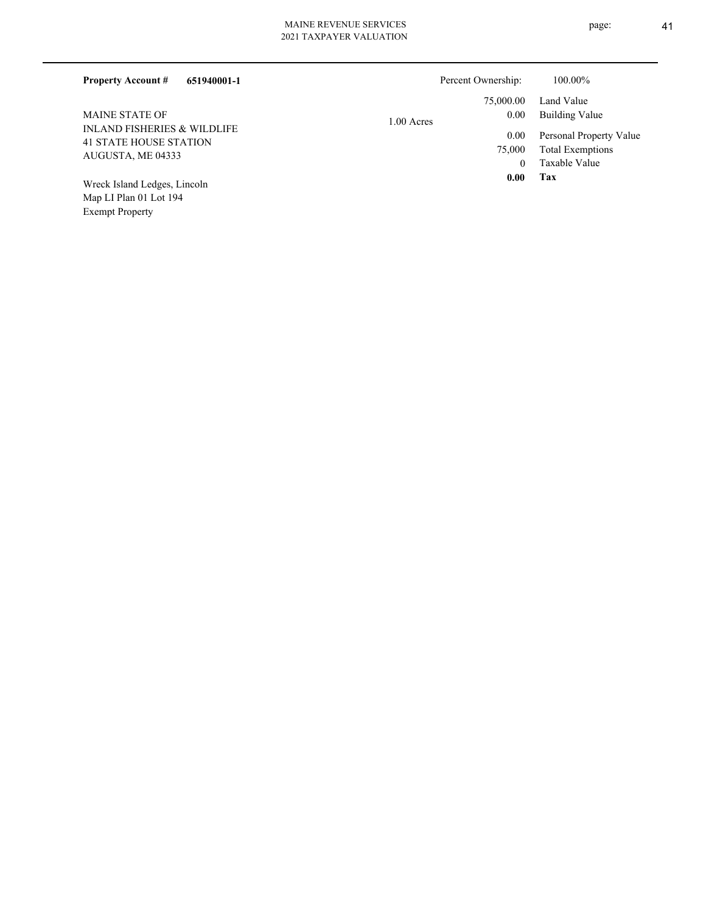**Property Account #** **651940001-1**

MAINE STATE OF
INLAND FISHERIES & WILDLIFE
41 STATE HOUSE STATION
AUGUSTA, ME 04333

Wreck Island Ledges, Lincoln
Map LI Plan 01 Lot 194
Exempt Property

1.00 Acres

| | |
|---|---|
| Percent Ownership: | 100.00% |
| 75,000.00 | Land Value |
| 0.00 | Building Value |
| 0.00 | Personal Property Value |
| 75,000 | Total Exemptions |
| 0 | Taxable Value |
| **0.00** | **Tax** |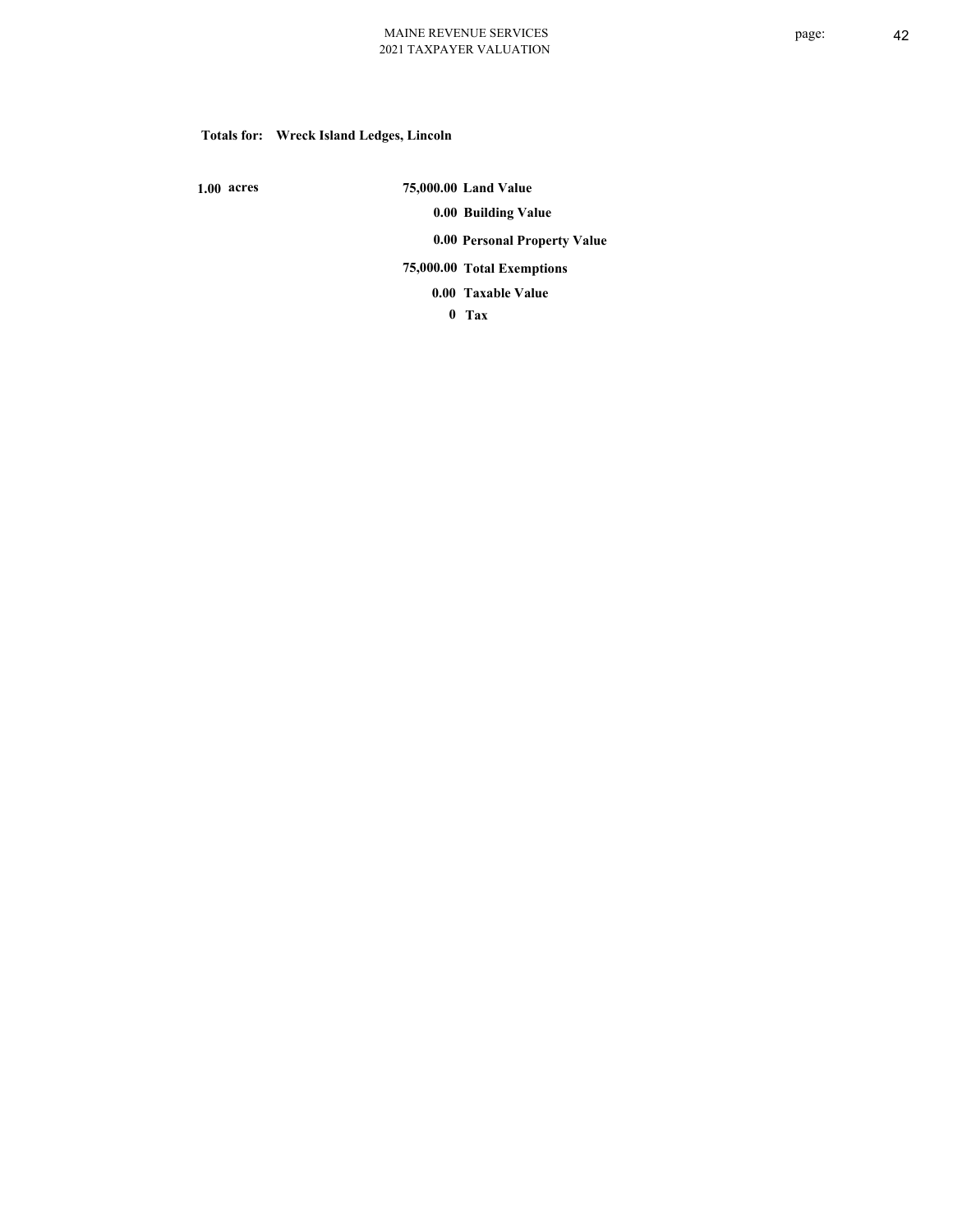**Totals for: Wreck Island Ledges, Lincoln**

| | | |
|---|---|---|
| 1.00 acres | 75,000.00 | Land Value |
| | 0.00 | Building Value |
| | 0.00 | Personal Property Value |
| | 75,000.00 | Total Exemptions |
| | 0.00 | Taxable Value |
| | 0 | Tax |